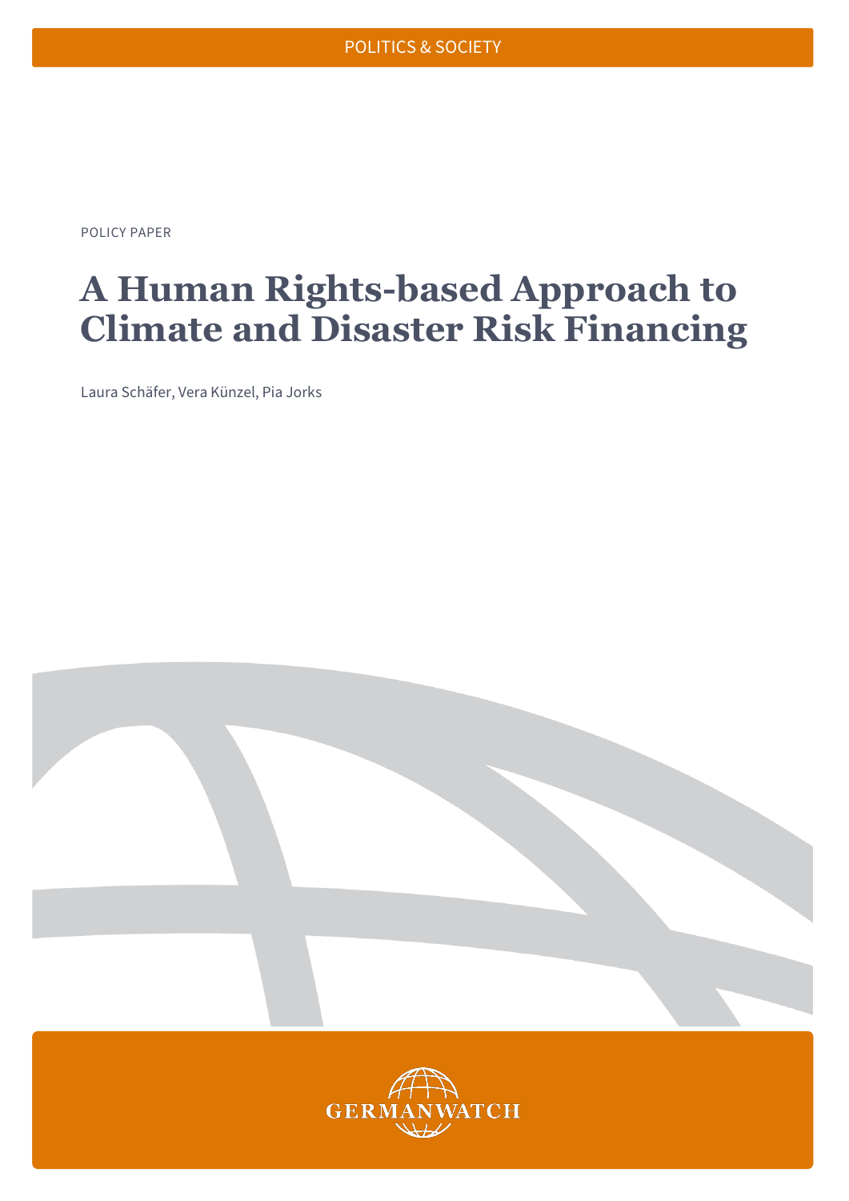POLITICS & SOCIETY

POLICY PAPER

# A Human Rights-based Approach to Climate and Disaster Risk Financing

Laura Schäfer, Vera Künzel, Pia Jorks

GERMANWATCH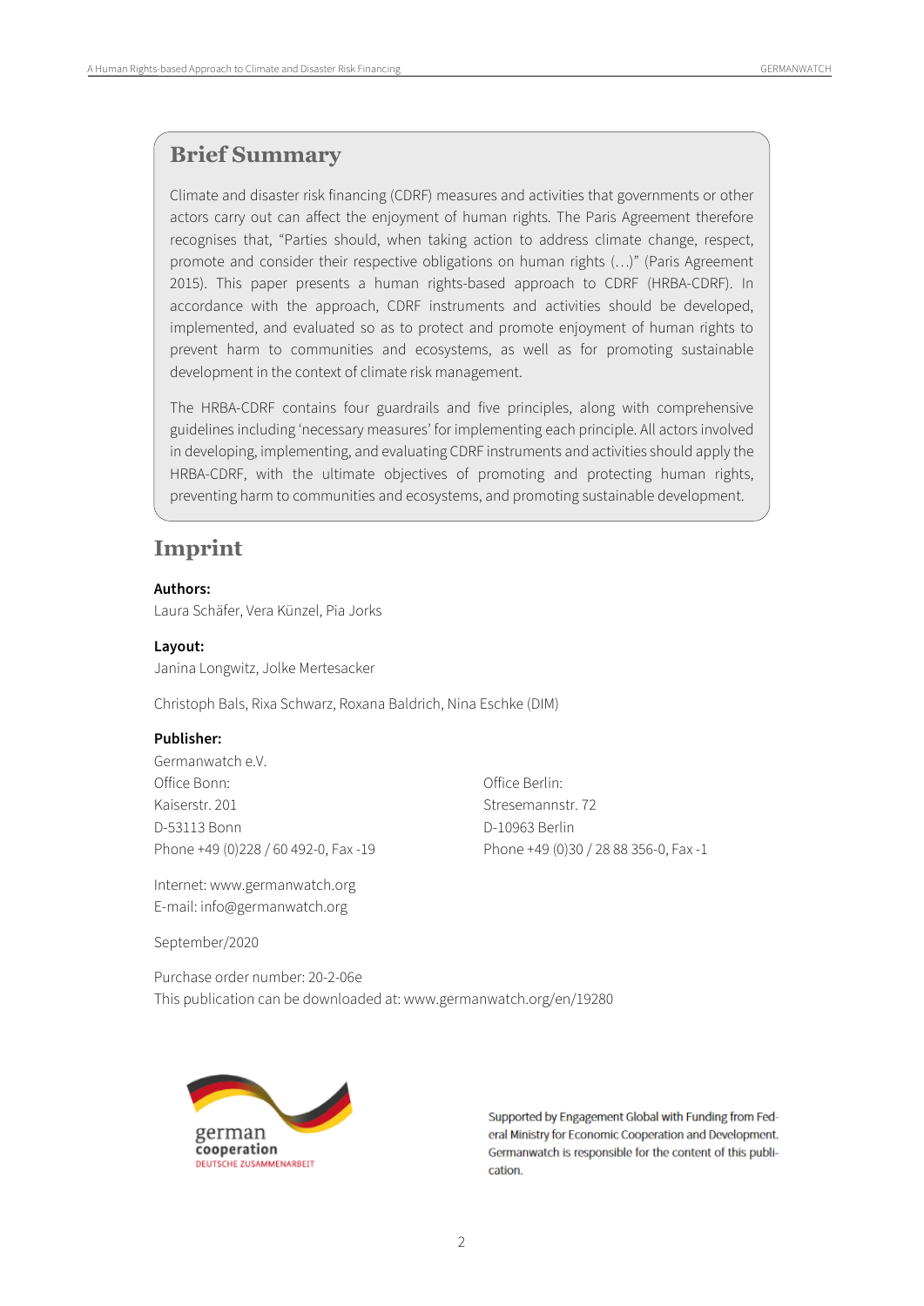## Brief Summary

Climate and disaster risk financing (CDRF) measures and activities that governments or other actors carry out can affect the enjoyment of human rights. The Paris Agreement therefore recognises that, "Parties should, when taking action to address climate change, respect, promote and consider their respective obligations on human rights (…)" (Paris Agreement 2015). This paper presents a human rights-based approach to CDRF (HRBA-CDRF). In accordance with the approach, CDRF instruments and activities should be developed, implemented, and evaluated so as to protect and promote enjoyment of human rights to prevent harm to communities and ecosystems, as well as for promoting sustainable development in the context of climate risk management.

The HRBA-CDRF contains four guardrails and five principles, along with comprehensive guidelines including 'necessary measures' for implementing each principle. All actors involved in developing, implementing, and evaluating CDRF instruments and activities should apply the HRBA-CDRF, with the ultimate objectives of promoting and protecting human rights, preventing harm to communities and ecosystems, and promoting sustainable development.

## Imprint

**Authors:**
Laura Schäfer, Vera Künzel, Pia Jorks

**Layout:**
Janina Longwitz, Jolke Mertesacker

Christoph Bals, Rixa Schwarz, Roxana Baldrich, Nina Eschke (DIM)

**Publisher:**
Germanwatch e.V.

Office Bonn:
Kaiserstr. 201
D-53113 Bonn
Phone +49 (0)228 / 60 492-0, Fax -19

Office Berlin:
Stresemannstr. 72
D-10963 Berlin
Phone +49 (0)30 / 28 88 356-0, Fax -1

Internet: www.germanwatch.org
E-mail: info@germanwatch.org

September/2020

Purchase order number: 20-2-06e
This publication can be downloaded at: www.germanwatch.org/en/19280

german cooperation
DEUTSCHE ZUSAMMENARBEIT

Supported by Engagement Global with Funding from Federal Ministry for Economic Cooperation and Development. Germanwatch is responsible for the content of this publication.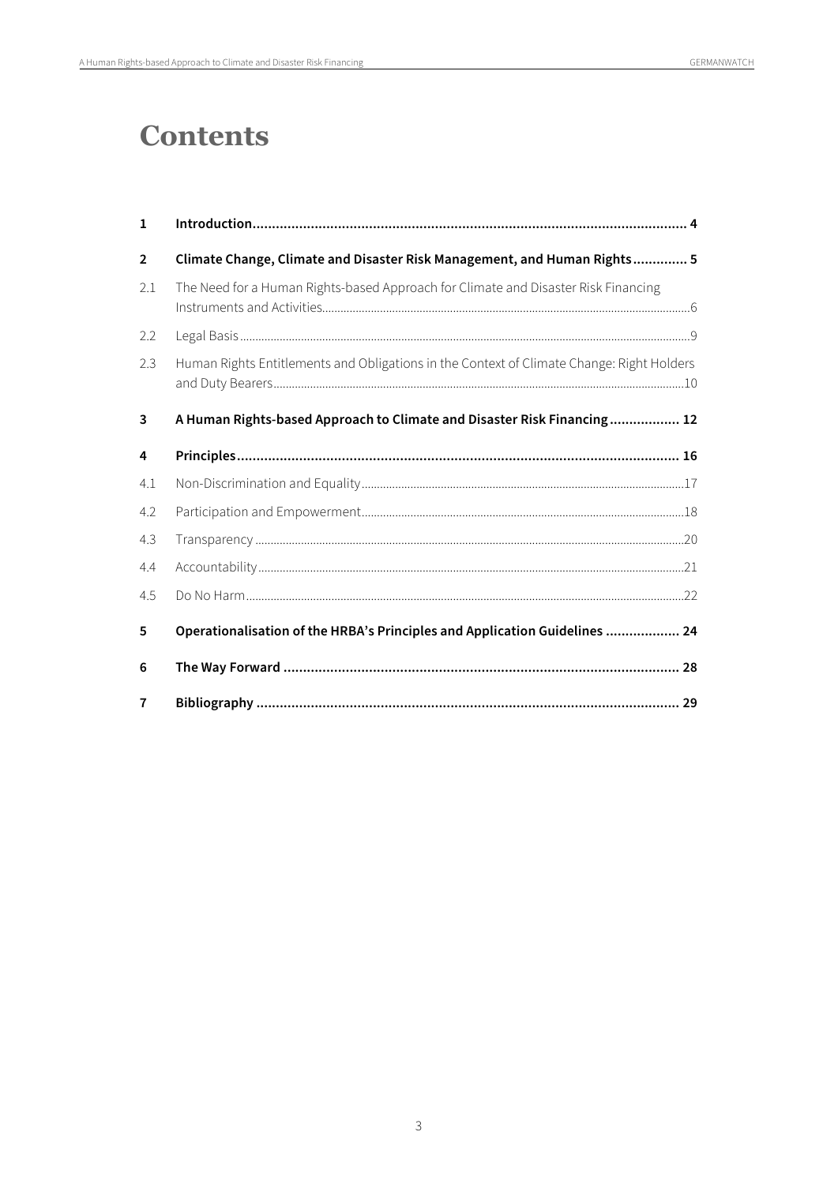# Contents

| | | |
|---|---|---|
| **1** | **Introduction** | **4** |
| **2** | **Climate Change, Climate and Disaster Risk Management, and Human Rights** | **5** |
| 2.1 | The Need for a Human Rights-based Approach for Climate and Disaster Risk Financing Instruments and Activities | 6 |
| 2.2 | Legal Basis | 9 |
| 2.3 | Human Rights Entitlements and Obligations in the Context of Climate Change: Right Holders and Duty Bearers | 10 |
| **3** | **A Human Rights-based Approach to Climate and Disaster Risk Financing** | **12** |
| **4** | **Principles** | **16** |
| 4.1 | Non-Discrimination and Equality | 17 |
| 4.2 | Participation and Empowerment | 18 |
| 4.3 | Transparency | 20 |
| 4.4 | Accountability | 21 |
| 4.5 | Do No Harm | 22 |
| **5** | **Operationalisation of the HRBA's Principles and Application Guidelines** | **24** |
| **6** | **The Way Forward** | **28** |
| **7** | **Bibliography** | **29** |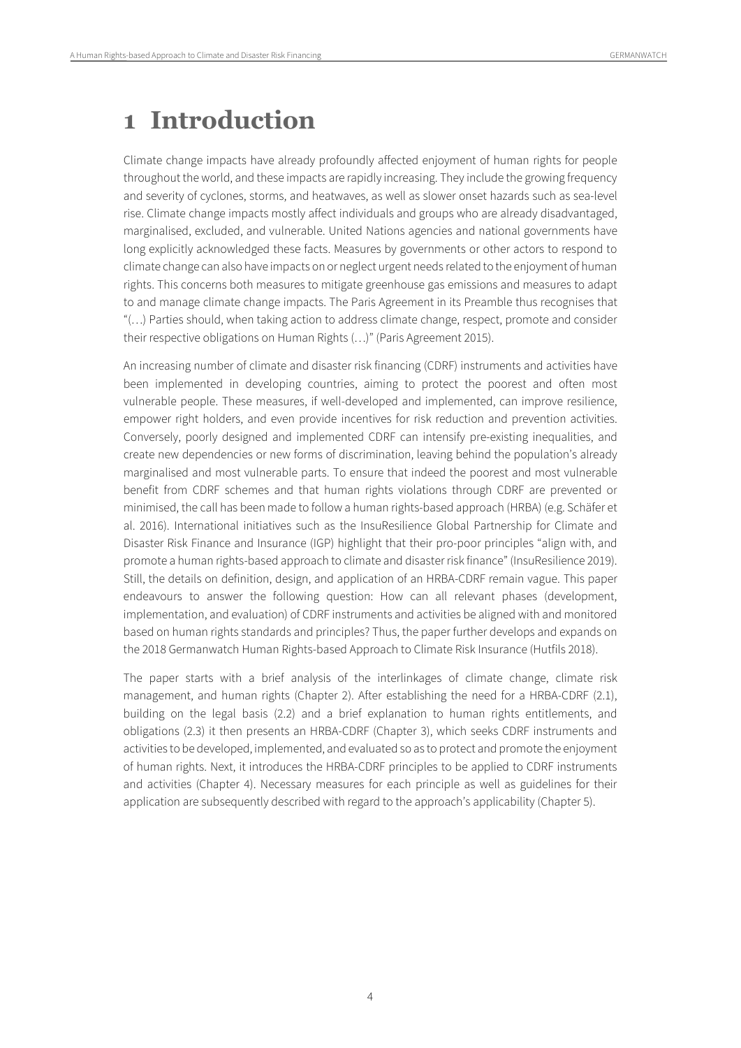# 1 Introduction

Climate change impacts have already profoundly affected enjoyment of human rights for people throughout the world, and these impacts are rapidly increasing. They include the growing frequency and severity of cyclones, storms, and heatwaves, as well as slower onset hazards such as sea-level rise. Climate change impacts mostly affect individuals and groups who are already disadvantaged, marginalised, excluded, and vulnerable. United Nations agencies and national governments have long explicitly acknowledged these facts. Measures by governments or other actors to respond to climate change can also have impacts on or neglect urgent needs related to the enjoyment of human rights. This concerns both measures to mitigate greenhouse gas emissions and measures to adapt to and manage climate change impacts. The Paris Agreement in its Preamble thus recognises that "(…) Parties should, when taking action to address climate change, respect, promote and consider their respective obligations on Human Rights (…)" (Paris Agreement 2015).

An increasing number of climate and disaster risk financing (CDRF) instruments and activities have been implemented in developing countries, aiming to protect the poorest and often most vulnerable people. These measures, if well-developed and implemented, can improve resilience, empower right holders, and even provide incentives for risk reduction and prevention activities. Conversely, poorly designed and implemented CDRF can intensify pre-existing inequalities, and create new dependencies or new forms of discrimination, leaving behind the population's already marginalised and most vulnerable parts. To ensure that indeed the poorest and most vulnerable benefit from CDRF schemes and that human rights violations through CDRF are prevented or minimised, the call has been made to follow a human rights-based approach (HRBA) (e.g. Schäfer et al. 2016). International initiatives such as the InsuResilience Global Partnership for Climate and Disaster Risk Finance and Insurance (IGP) highlight that their pro-poor principles "align with, and promote a human rights-based approach to climate and disaster risk finance" (InsuResilience 2019). Still, the details on definition, design, and application of an HRBA-CDRF remain vague. This paper endeavours to answer the following question: How can all relevant phases (development, implementation, and evaluation) of CDRF instruments and activities be aligned with and monitored based on human rights standards and principles? Thus, the paper further develops and expands on the 2018 Germanwatch Human Rights-based Approach to Climate Risk Insurance (Hutfils 2018).

The paper starts with a brief analysis of the interlinkages of climate change, climate risk management, and human rights (Chapter 2). After establishing the need for a HRBA-CDRF (2.1), building on the legal basis (2.2) and a brief explanation to human rights entitlements, and obligations (2.3) it then presents an HRBA-CDRF (Chapter 3), which seeks CDRF instruments and activities to be developed, implemented, and evaluated so as to protect and promote the enjoyment of human rights. Next, it introduces the HRBA-CDRF principles to be applied to CDRF instruments and activities (Chapter 4). Necessary measures for each principle as well as guidelines for their application are subsequently described with regard to the approach's applicability (Chapter 5).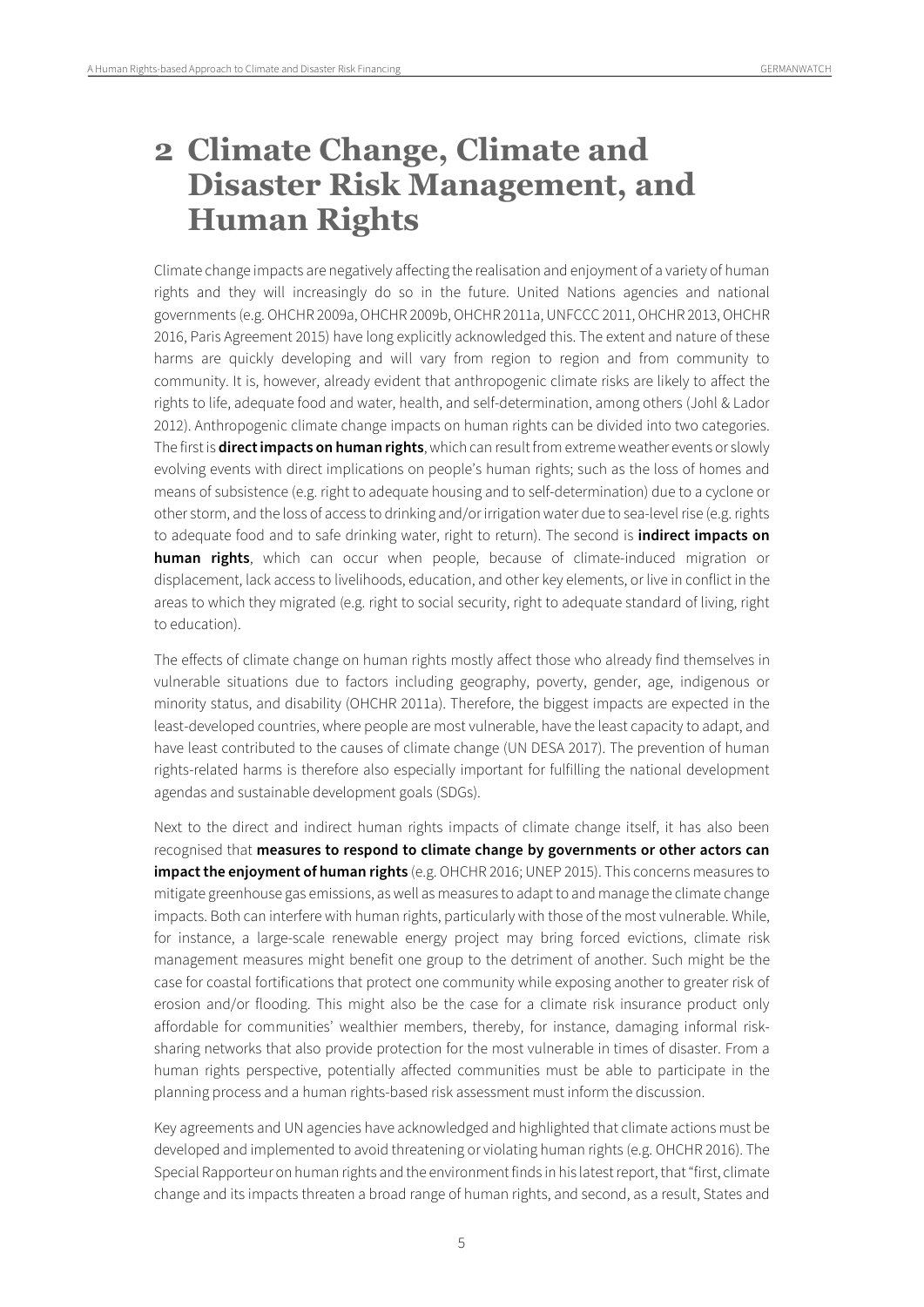# 2 Climate Change, Climate and Disaster Risk Management, and Human Rights

Climate change impacts are negatively affecting the realisation and enjoyment of a variety of human rights and they will increasingly do so in the future. United Nations agencies and national governments (e.g. OHCHR 2009a, OHCHR 2009b, OHCHR 2011a, UNFCCC 2011, OHCHR 2013, OHCHR 2016, Paris Agreement 2015) have long explicitly acknowledged this. The extent and nature of these harms are quickly developing and will vary from region to region and from community to community. It is, however, already evident that anthropogenic climate risks are likely to affect the rights to life, adequate food and water, health, and self-determination, among others (Johl & Lador 2012). Anthropogenic climate change impacts on human rights can be divided into two categories. The first is **direct impacts on human rights**, which can result from extreme weather events or slowly evolving events with direct implications on people's human rights; such as the loss of homes and means of subsistence (e.g. right to adequate housing and to self-determination) due to a cyclone or other storm, and the loss of access to drinking and/or irrigation water due to sea-level rise (e.g. rights to adequate food and to safe drinking water, right to return). The second is **indirect impacts on human rights**, which can occur when people, because of climate-induced migration or displacement, lack access to livelihoods, education, and other key elements, or live in conflict in the areas to which they migrated (e.g. right to social security, right to adequate standard of living, right to education).

The effects of climate change on human rights mostly affect those who already find themselves in vulnerable situations due to factors including geography, poverty, gender, age, indigenous or minority status, and disability (OHCHR 2011a). Therefore, the biggest impacts are expected in the least-developed countries, where people are most vulnerable, have the least capacity to adapt, and have least contributed to the causes of climate change (UN DESA 2017). The prevention of human rights-related harms is therefore also especially important for fulfilling the national development agendas and sustainable development goals (SDGs).

Next to the direct and indirect human rights impacts of climate change itself, it has also been recognised that **measures to respond to climate change by governments or other actors can impact the enjoyment of human rights** (e.g. OHCHR 2016; UNEP 2015). This concerns measures to mitigate greenhouse gas emissions, as well as measures to adapt to and manage the climate change impacts. Both can interfere with human rights, particularly with those of the most vulnerable. While, for instance, a large-scale renewable energy project may bring forced evictions, climate risk management measures might benefit one group to the detriment of another. Such might be the case for coastal fortifications that protect one community while exposing another to greater risk of erosion and/or flooding. This might also be the case for a climate risk insurance product only affordable for communities' wealthier members, thereby, for instance, damaging informal risk-sharing networks that also provide protection for the most vulnerable in times of disaster. From a human rights perspective, potentially affected communities must be able to participate in the planning process and a human rights-based risk assessment must inform the discussion.

Key agreements and UN agencies have acknowledged and highlighted that climate actions must be developed and implemented to avoid threatening or violating human rights (e.g. OHCHR 2016). The Special Rapporteur on human rights and the environment finds in his latest report, that "first, climate change and its impacts threaten a broad range of human rights, and second, as a result, States and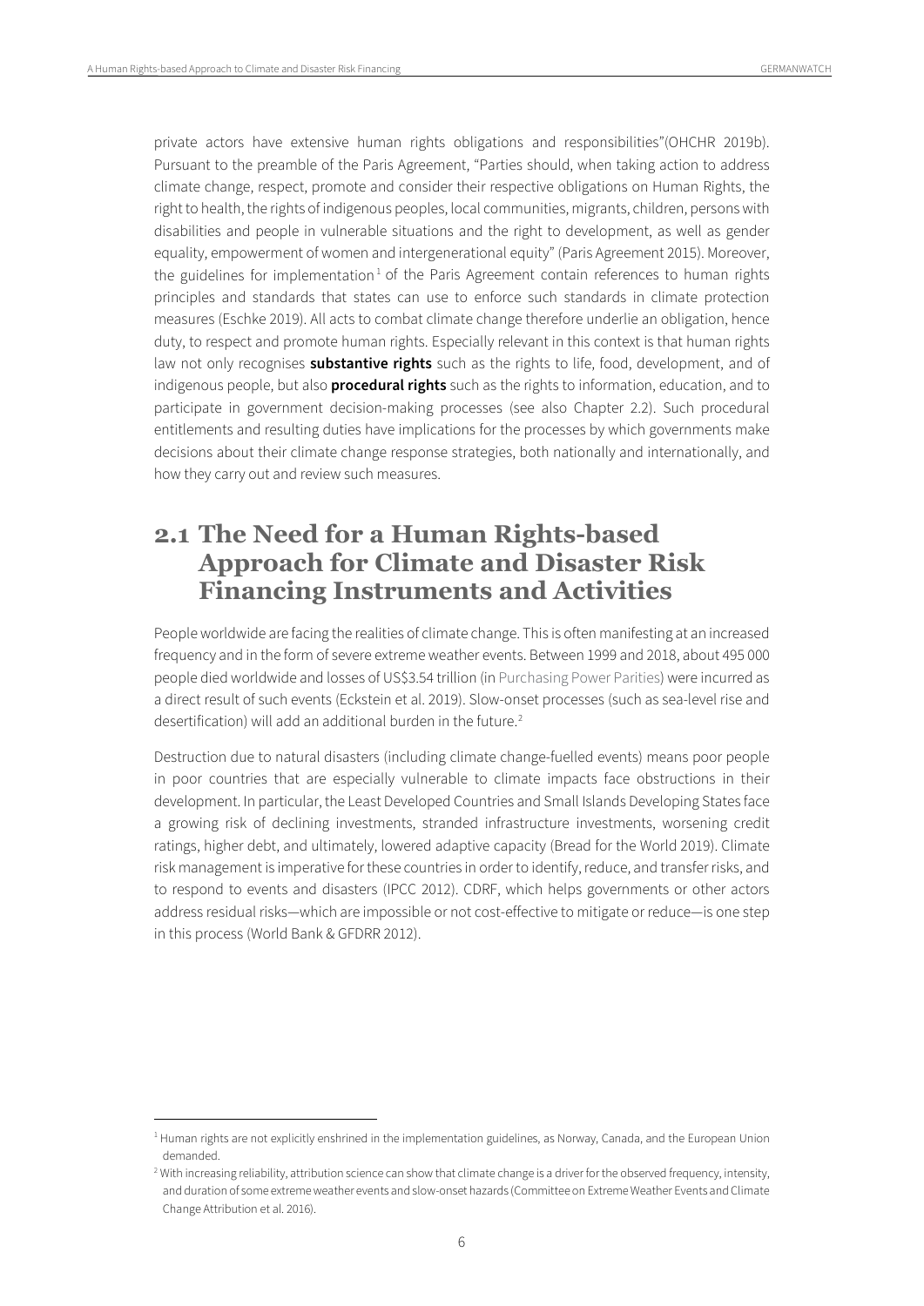private actors have extensive human rights obligations and responsibilities"(OHCHR 2019b). Pursuant to the preamble of the Paris Agreement, "Parties should, when taking action to address climate change, respect, promote and consider their respective obligations on Human Rights, the right to health, the rights of indigenous peoples, local communities, migrants, children, persons with disabilities and people in vulnerable situations and the right to development, as well as gender equality, empowerment of women and intergenerational equity" (Paris Agreement 2015). Moreover, the guidelines for implementation[1] of the Paris Agreement contain references to human rights principles and standards that states can use to enforce such standards in climate protection measures (Eschke 2019). All acts to combat climate change therefore underlie an obligation, hence duty, to respect and promote human rights. Especially relevant in this context is that human rights law not only recognises **substantive rights** such as the rights to life, food, development, and of indigenous people, but also **procedural rights** such as the rights to information, education, and to participate in government decision-making processes (see also Chapter 2.2). Such procedural entitlements and resulting duties have implications for the processes by which governments make decisions about their climate change response strategies, both nationally and internationally, and how they carry out and review such measures.

## 2.1 The Need for a Human Rights-based Approach for Climate and Disaster Risk Financing Instruments and Activities

People worldwide are facing the realities of climate change. This is often manifesting at an increased frequency and in the form of severe extreme weather events. Between 1999 and 2018, about 495 000 people died worldwide and losses of US$3.54 trillion (in Purchasing Power Parities) were incurred as a direct result of such events (Eckstein et al. 2019). Slow-onset processes (such as sea-level rise and desertification) will add an additional burden in the future.[2]

Destruction due to natural disasters (including climate change-fuelled events) means poor people in poor countries that are especially vulnerable to climate impacts face obstructions in their development. In particular, the Least Developed Countries and Small Islands Developing States face a growing risk of declining investments, stranded infrastructure investments, worsening credit ratings, higher debt, and ultimately, lowered adaptive capacity (Bread for the World 2019). Climate risk management is imperative for these countries in order to identify, reduce, and transfer risks, and to respond to events and disasters (IPCC 2012). CDRF, which helps governments or other actors address residual risks—which are impossible or not cost-effective to mitigate or reduce—is one step in this process (World Bank & GFDRR 2012).

---

[1] Human rights are not explicitly enshrined in the implementation guidelines, as Norway, Canada, and the European Union demanded.

[2] With increasing reliability, attribution science can show that climate change is a driver for the observed frequency, intensity, and duration of some extreme weather events and slow-onset hazards (Committee on Extreme Weather Events and Climate Change Attribution et al. 2016).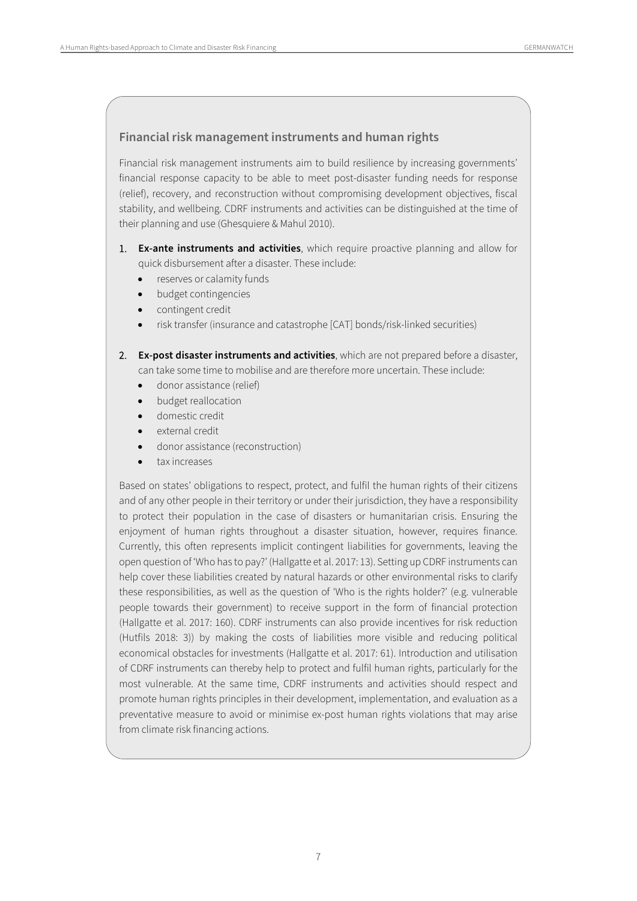## Financial risk management instruments and human rights

Financial risk management instruments aim to build resilience by increasing governments' financial response capacity to be able to meet post-disaster funding needs for response (relief), recovery, and reconstruction without compromising development objectives, fiscal stability, and wellbeing. CDRF instruments and activities can be distinguished at the time of their planning and use (Ghesquiere & Mahul 2010).

1. **Ex-ante instruments and activities**, which require proactive planning and allow for quick disbursement after a disaster. These include:
   - reserves or calamity funds
   - budget contingencies
   - contingent credit
   - risk transfer (insurance and catastrophe [CAT] bonds/risk-linked securities)

2. **Ex-post disaster instruments and activities**, which are not prepared before a disaster, can take some time to mobilise and are therefore more uncertain. These include:
   - donor assistance (relief)
   - budget reallocation
   - domestic credit
   - external credit
   - donor assistance (reconstruction)
   - tax increases

Based on states' obligations to respect, protect, and fulfil the human rights of their citizens and of any other people in their territory or under their jurisdiction, they have a responsibility to protect their population in the case of disasters or humanitarian crisis. Ensuring the enjoyment of human rights throughout a disaster situation, however, requires finance. Currently, this often represents implicit contingent liabilities for governments, leaving the open question of 'Who has to pay?' (Hallgatte et al. 2017: 13). Setting up CDRF instruments can help cover these liabilities created by natural hazards or other environmental risks to clarify these responsibilities, as well as the question of 'Who is the rights holder?' (e.g. vulnerable people towards their government) to receive support in the form of financial protection (Hallgatte et al. 2017: 160). CDRF instruments can also provide incentives for risk reduction (Hutfils 2018: 3)) by making the costs of liabilities more visible and reducing political economical obstacles for investments (Hallgatte et al. 2017: 61). Introduction and utilisation of CDRF instruments can thereby help to protect and fulfil human rights, particularly for the most vulnerable. At the same time, CDRF instruments and activities should respect and promote human rights principles in their development, implementation, and evaluation as a preventative measure to avoid or minimise ex-post human rights violations that may arise from climate risk financing actions.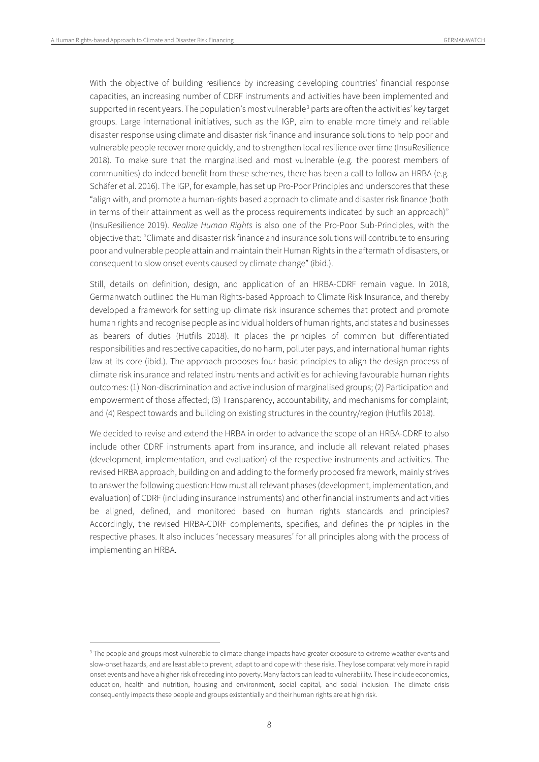With the objective of building resilience by increasing developing countries' financial response capacities, an increasing number of CDRF instruments and activities have been implemented and supported in recent years. The population's most vulnerable[3] parts are often the activities' key target groups. Large international initiatives, such as the IGP, aim to enable more timely and reliable disaster response using climate and disaster risk finance and insurance solutions to help poor and vulnerable people recover more quickly, and to strengthen local resilience over time (InsuResilience 2018). To make sure that the marginalised and most vulnerable (e.g. the poorest members of communities) do indeed benefit from these schemes, there has been a call to follow an HRBA (e.g. Schäfer et al. 2016). The IGP, for example, has set up Pro-Poor Principles and underscores that these "align with, and promote a human-rights based approach to climate and disaster risk finance (both in terms of their attainment as well as the process requirements indicated by such an approach)" (InsuResilience 2019). *Realize Human Rights* is also one of the Pro-Poor Sub-Principles, with the objective that: "Climate and disaster risk finance and insurance solutions will contribute to ensuring poor and vulnerable people attain and maintain their Human Rights in the aftermath of disasters, or consequent to slow onset events caused by climate change" (ibid.).

Still, details on definition, design, and application of an HRBA-CDRF remain vague. In 2018, Germanwatch outlined the Human Rights-based Approach to Climate Risk Insurance, and thereby developed a framework for setting up climate risk insurance schemes that protect and promote human rights and recognise people as individual holders of human rights, and states and businesses as bearers of duties (Hutfils 2018). It places the principles of common but differentiated responsibilities and respective capacities, do no harm, polluter pays, and international human rights law at its core (ibid.). The approach proposes four basic principles to align the design process of climate risk insurance and related instruments and activities for achieving favourable human rights outcomes: (1) Non-discrimination and active inclusion of marginalised groups; (2) Participation and empowerment of those affected; (3) Transparency, accountability, and mechanisms for complaint; and (4) Respect towards and building on existing structures in the country/region (Hutfils 2018).

We decided to revise and extend the HRBA in order to advance the scope of an HRBA-CDRF to also include other CDRF instruments apart from insurance, and include all relevant related phases (development, implementation, and evaluation) of the respective instruments and activities. The revised HRBA approach, building on and adding to the formerly proposed framework, mainly strives to answer the following question: How must all relevant phases (development, implementation, and evaluation) of CDRF (including insurance instruments) and other financial instruments and activities be aligned, defined, and monitored based on human rights standards and principles? Accordingly, the revised HRBA-CDRF complements, specifies, and defines the principles in the respective phases. It also includes 'necessary measures' for all principles along with the process of implementing an HRBA.

---

[3] The people and groups most vulnerable to climate change impacts have greater exposure to extreme weather events and slow-onset hazards, and are least able to prevent, adapt to and cope with these risks. They lose comparatively more in rapid onset events and have a higher risk of receding into poverty. Many factors can lead to vulnerability. These include economics, education, health and nutrition, housing and environment, social capital, and social inclusion. The climate crisis consequently impacts these people and groups existentially and their human rights are at high risk.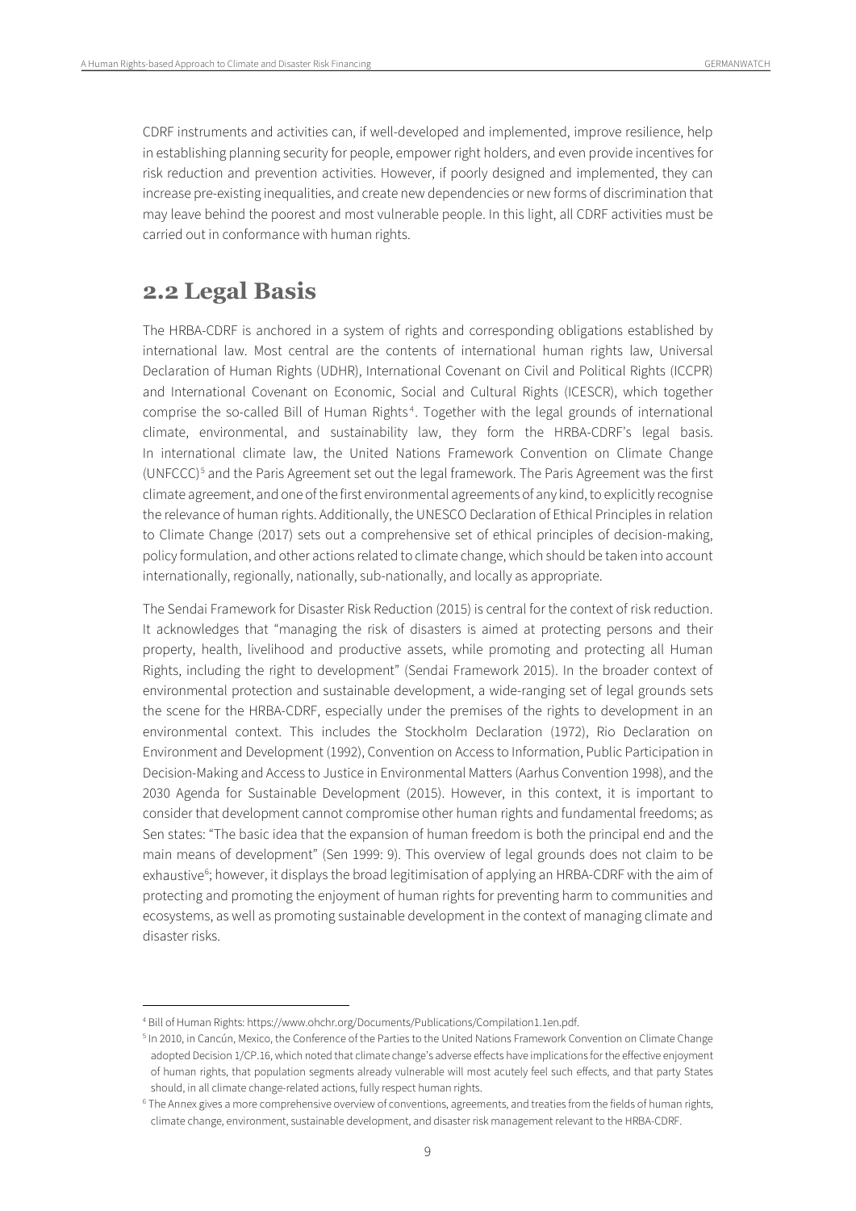CDRF instruments and activities can, if well-developed and implemented, improve resilience, help in establishing planning security for people, empower right holders, and even provide incentives for risk reduction and prevention activities. However, if poorly designed and implemented, they can increase pre-existing inequalities, and create new dependencies or new forms of discrimination that may leave behind the poorest and most vulnerable people. In this light, all CDRF activities must be carried out in conformance with human rights.

## 2.2 Legal Basis

The HRBA-CDRF is anchored in a system of rights and corresponding obligations established by international law. Most central are the contents of international human rights law, Universal Declaration of Human Rights (UDHR), International Covenant on Civil and Political Rights (ICCPR) and International Covenant on Economic, Social and Cultural Rights (ICESCR), which together comprise the so-called Bill of Human Rights[4]. Together with the legal grounds of international climate, environmental, and sustainability law, they form the HRBA-CDRF's legal basis. In international climate law, the United Nations Framework Convention on Climate Change (UNFCCC)[5] and the Paris Agreement set out the legal framework. The Paris Agreement was the first climate agreement, and one of the first environmental agreements of any kind, to explicitly recognise the relevance of human rights. Additionally, the UNESCO Declaration of Ethical Principles in relation to Climate Change (2017) sets out a comprehensive set of ethical principles of decision-making, policy formulation, and other actions related to climate change, which should be taken into account internationally, regionally, nationally, sub-nationally, and locally as appropriate.

The Sendai Framework for Disaster Risk Reduction (2015) is central for the context of risk reduction. It acknowledges that "managing the risk of disasters is aimed at protecting persons and their property, health, livelihood and productive assets, while promoting and protecting all Human Rights, including the right to development" (Sendai Framework 2015). In the broader context of environmental protection and sustainable development, a wide-ranging set of legal grounds sets the scene for the HRBA-CDRF, especially under the premises of the rights to development in an environmental context. This includes the Stockholm Declaration (1972), Rio Declaration on Environment and Development (1992), Convention on Access to Information, Public Participation in Decision-Making and Access to Justice in Environmental Matters (Aarhus Convention 1998), and the 2030 Agenda for Sustainable Development (2015). However, in this context, it is important to consider that development cannot compromise other human rights and fundamental freedoms; as Sen states: "The basic idea that the expansion of human freedom is both the principal end and the main means of development" (Sen 1999: 9). This overview of legal grounds does not claim to be exhaustive[6]; however, it displays the broad legitimisation of applying an HRBA-CDRF with the aim of protecting and promoting the enjoyment of human rights for preventing harm to communities and ecosystems, as well as promoting sustainable development in the context of managing climate and disaster risks.

---

[4] Bill of Human Rights: https://www.ohchr.org/Documents/Publications/Compilation1.1en.pdf.

[5] In 2010, in Cancún, Mexico, the Conference of the Parties to the United Nations Framework Convention on Climate Change adopted Decision 1/CP.16, which noted that climate change's adverse effects have implications for the effective enjoyment of human rights, that population segments already vulnerable will most acutely feel such effects, and that party States should, in all climate change-related actions, fully respect human rights.

[6] The Annex gives a more comprehensive overview of conventions, agreements, and treaties from the fields of human rights, climate change, environment, sustainable development, and disaster risk management relevant to the HRBA-CDRF.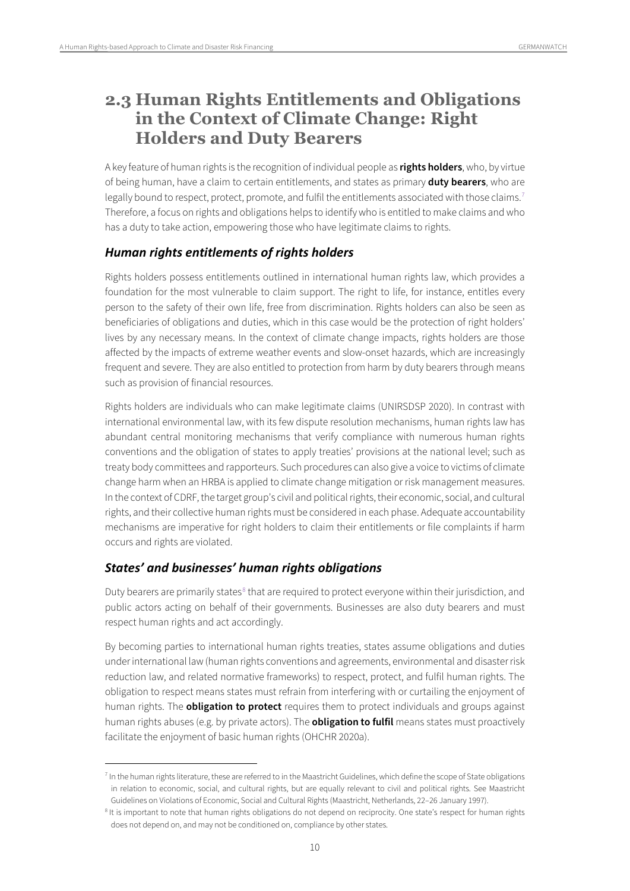## 2.3 Human Rights Entitlements and Obligations in the Context of Climate Change: Right Holders and Duty Bearers

A key feature of human rights is the recognition of individual people as **rights holders**, who, by virtue of being human, have a claim to certain entitlements, and states as primary **duty bearers**, who are legally bound to respect, protect, promote, and fulfil the entitlements associated with those claims.[7] Therefore, a focus on rights and obligations helps to identify who is entitled to make claims and who has a duty to take action, empowering those who have legitimate claims to rights.

### *Human rights entitlements of rights holders*

Rights holders possess entitlements outlined in international human rights law, which provides a foundation for the most vulnerable to claim support. The right to life, for instance, entitles every person to the safety of their own life, free from discrimination. Rights holders can also be seen as beneficiaries of obligations and duties, which in this case would be the protection of right holders' lives by any necessary means. In the context of climate change impacts, rights holders are those affected by the impacts of extreme weather events and slow-onset hazards, which are increasingly frequent and severe. They are also entitled to protection from harm by duty bearers through means such as provision of financial resources.

Rights holders are individuals who can make legitimate claims (UNIRSDSP 2020). In contrast with international environmental law, with its few dispute resolution mechanisms, human rights law has abundant central monitoring mechanisms that verify compliance with numerous human rights conventions and the obligation of states to apply treaties' provisions at the national level; such as treaty body committees and rapporteurs. Such procedures can also give a voice to victims of climate change harm when an HRBA is applied to climate change mitigation or risk management measures. In the context of CDRF, the target group's civil and political rights, their economic, social, and cultural rights, and their collective human rights must be considered in each phase. Adequate accountability mechanisms are imperative for right holders to claim their entitlements or file complaints if harm occurs and rights are violated.

### *States' and businesses' human rights obligations*

Duty bearers are primarily states[8] that are required to protect everyone within their jurisdiction, and public actors acting on behalf of their governments. Businesses are also duty bearers and must respect human rights and act accordingly.

By becoming parties to international human rights treaties, states assume obligations and duties under international law (human rights conventions and agreements, environmental and disaster risk reduction law, and related normative frameworks) to respect, protect, and fulfil human rights. The obligation to respect means states must refrain from interfering with or curtailing the enjoyment of human rights. The **obligation to protect** requires them to protect individuals and groups against human rights abuses (e.g. by private actors). The **obligation to fulfil** means states must proactively facilitate the enjoyment of basic human rights (OHCHR 2020a).

---

[7] In the human rights literature, these are referred to in the Maastricht Guidelines, which define the scope of State obligations in relation to economic, social, and cultural rights, but are equally relevant to civil and political rights. See Maastricht Guidelines on Violations of Economic, Social and Cultural Rights (Maastricht, Netherlands, 22–26 January 1997).

[8] It is important to note that human rights obligations do not depend on reciprocity. One state's respect for human rights does not depend on, and may not be conditioned on, compliance by other states.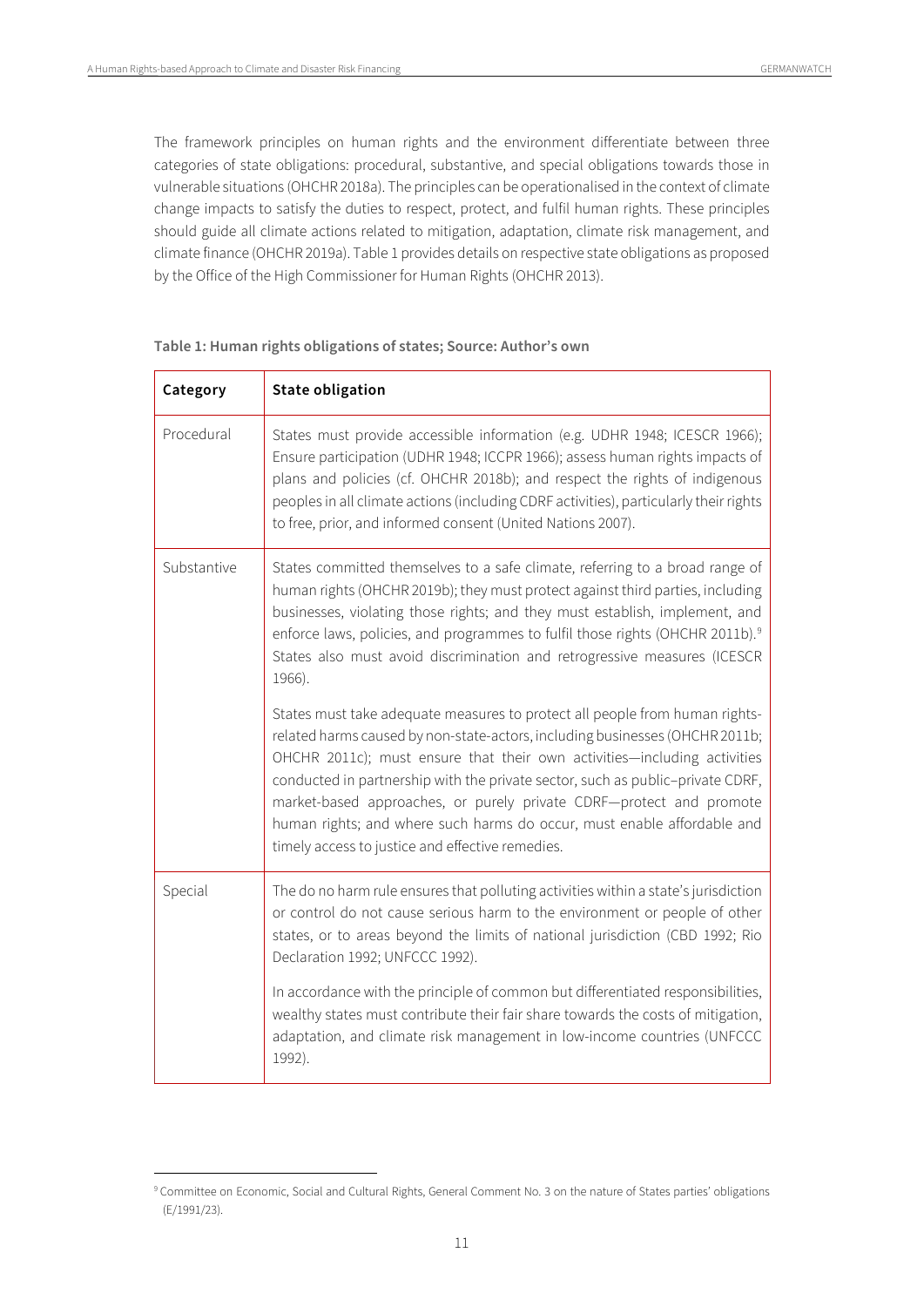The framework principles on human rights and the environment differentiate between three categories of state obligations: procedural, substantive, and special obligations towards those in vulnerable situations (OHCHR 2018a). The principles can be operationalised in the context of climate change impacts to satisfy the duties to respect, protect, and fulfil human rights. These principles should guide all climate actions related to mitigation, adaptation, climate risk management, and climate finance (OHCHR 2019a). Table 1 provides details on respective state obligations as proposed by the Office of the High Commissioner for Human Rights (OHCHR 2013).

**Table 1: Human rights obligations of states; Source: Author's own**

| Category | State obligation |
|---|---|
| Procedural | States must provide accessible information (e.g. UDHR 1948; ICESCR 1966); Ensure participation (UDHR 1948; ICCPR 1966); assess human rights impacts of plans and policies (cf. OHCHR 2018b); and respect the rights of indigenous peoples in all climate actions (including CDRF activities), particularly their rights to free, prior, and informed consent (United Nations 2007). |
| Substantive | States committed themselves to a safe climate, referring to a broad range of human rights (OHCHR 2019b); they must protect against third parties, including businesses, violating those rights; and they must establish, implement, and enforce laws, policies, and programmes to fulfil those rights (OHCHR 2011b).[9] States also must avoid discrimination and retrogressive measures (ICESCR 1966).<br><br>States must take adequate measures to protect all people from human rights-related harms caused by non-state-actors, including businesses (OHCHR 2011b; OHCHR 2011c); must ensure that their own activities—including activities conducted in partnership with the private sector, such as public–private CDRF, market-based approaches, or purely private CDRF—protect and promote human rights; and where such harms do occur, must enable affordable and timely access to justice and effective remedies. |
| Special | The do no harm rule ensures that polluting activities within a state's jurisdiction or control do not cause serious harm to the environment or people of other states, or to areas beyond the limits of national jurisdiction (CBD 1992; Rio Declaration 1992; UNFCCC 1992).<br><br>In accordance with the principle of common but differentiated responsibilities, wealthy states must contribute their fair share towards the costs of mitigation, adaptation, and climate risk management in low-income countries (UNFCCC 1992). |

[9] Committee on Economic, Social and Cultural Rights, General Comment No. 3 on the nature of States parties' obligations (E/1991/23).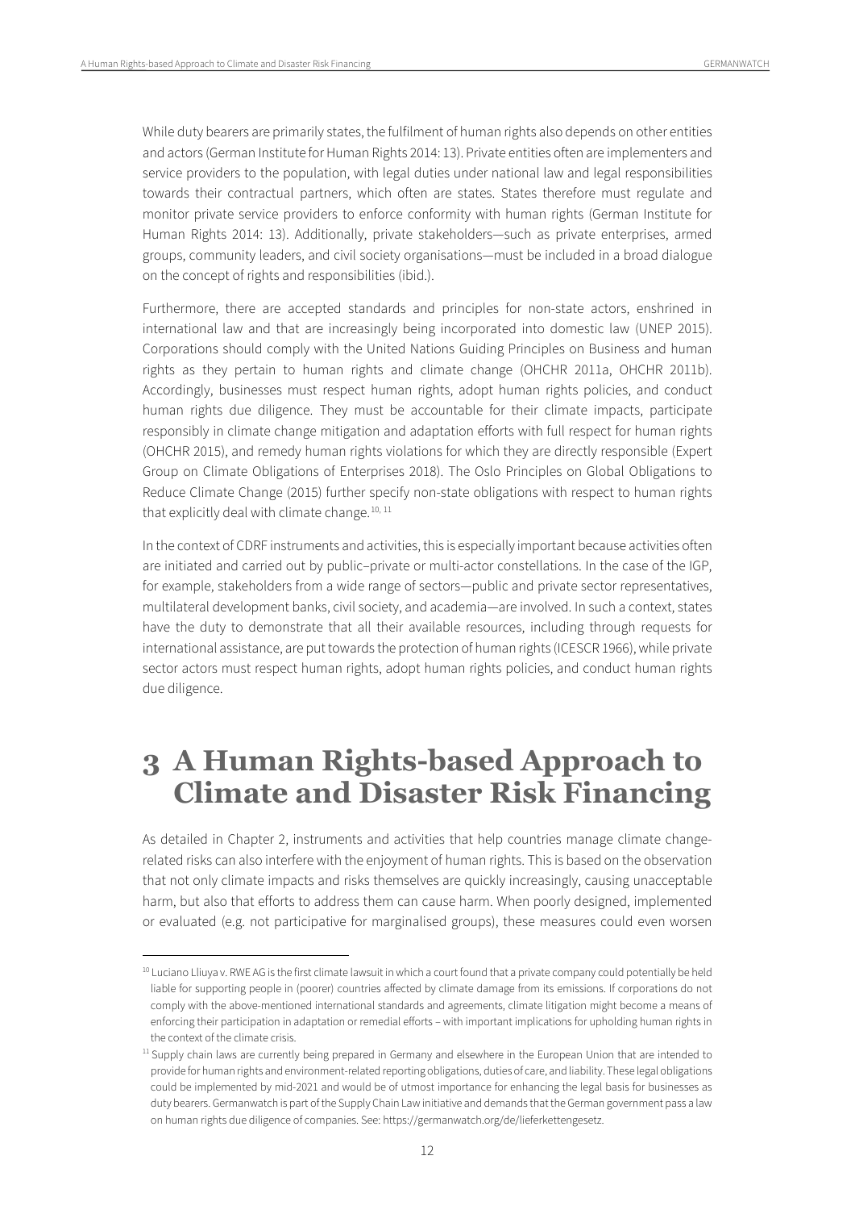While duty bearers are primarily states, the fulfilment of human rights also depends on other entities and actors (German Institute for Human Rights 2014: 13). Private entities often are implementers and service providers to the population, with legal duties under national law and legal responsibilities towards their contractual partners, which often are states. States therefore must regulate and monitor private service providers to enforce conformity with human rights (German Institute for Human Rights 2014: 13). Additionally, private stakeholders—such as private enterprises, armed groups, community leaders, and civil society organisations—must be included in a broad dialogue on the concept of rights and responsibilities (ibid.).

Furthermore, there are accepted standards and principles for non-state actors, enshrined in international law and that are increasingly being incorporated into domestic law (UNEP 2015). Corporations should comply with the United Nations Guiding Principles on Business and human rights as they pertain to human rights and climate change (OHCHR 2011a, OHCHR 2011b). Accordingly, businesses must respect human rights, adopt human rights policies, and conduct human rights due diligence. They must be accountable for their climate impacts, participate responsibly in climate change mitigation and adaptation efforts with full respect for human rights (OHCHR 2015), and remedy human rights violations for which they are directly responsible (Expert Group on Climate Obligations of Enterprises 2018). The Oslo Principles on Global Obligations to Reduce Climate Change (2015) further specify non-state obligations with respect to human rights that explicitly deal with climate change.[10, 11]

In the context of CDRF instruments and activities, this is especially important because activities often are initiated and carried out by public–private or multi-actor constellations. In the case of the IGP, for example, stakeholders from a wide range of sectors—public and private sector representatives, multilateral development banks, civil society, and academia—are involved. In such a context, states have the duty to demonstrate that all their available resources, including through requests for international assistance, are put towards the protection of human rights (ICESCR 1966), while private sector actors must respect human rights, adopt human rights policies, and conduct human rights due diligence.

# 3 A Human Rights-based Approach to Climate and Disaster Risk Financing

As detailed in Chapter 2, instruments and activities that help countries manage climate change-related risks can also interfere with the enjoyment of human rights. This is based on the observation that not only climate impacts and risks themselves are quickly increasingly, causing unacceptable harm, but also that efforts to address them can cause harm. When poorly designed, implemented or evaluated (e.g. not participative for marginalised groups), these measures could even worsen

[10] Luciano Lliuya v. RWE AG is the first climate lawsuit in which a court found that a private company could potentially be held liable for supporting people in (poorer) countries affected by climate damage from its emissions. If corporations do not comply with the above-mentioned international standards and agreements, climate litigation might become a means of enforcing their participation in adaptation or remedial efforts – with important implications for upholding human rights in the context of the climate crisis.

[11] Supply chain laws are currently being prepared in Germany and elsewhere in the European Union that are intended to provide for human rights and environment-related reporting obligations, duties of care, and liability. These legal obligations could be implemented by mid-2021 and would be of utmost importance for enhancing the legal basis for businesses as duty bearers. Germanwatch is part of the Supply Chain Law initiative and demands that the German government pass a law on human rights due diligence of companies. See: https://germanwatch.org/de/lieferkettengesetz.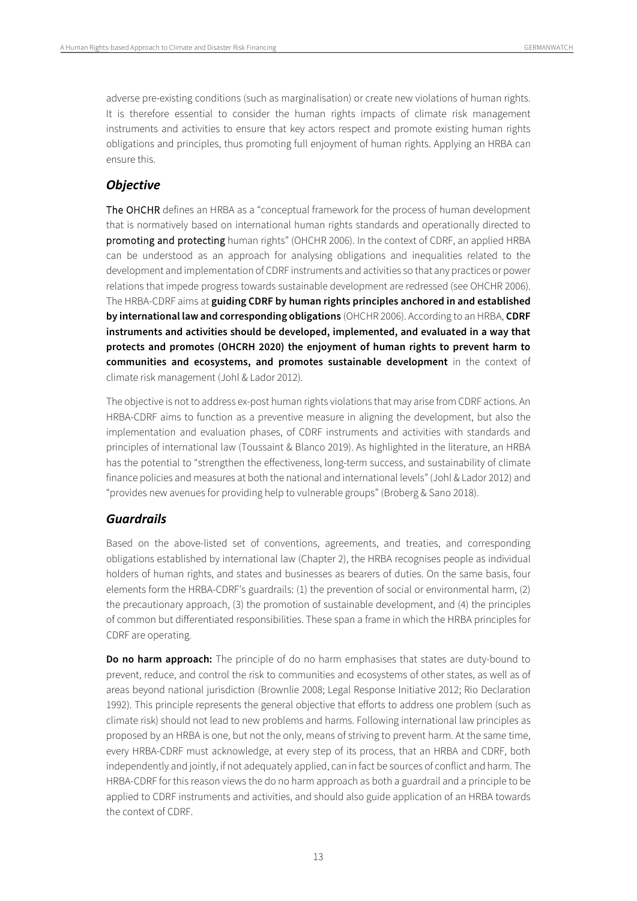adverse pre-existing conditions (such as marginalisation) or create new violations of human rights. It is therefore essential to consider the human rights impacts of climate risk management instruments and activities to ensure that key actors respect and promote existing human rights obligations and principles, thus promoting full enjoyment of human rights. Applying an HRBA can ensure this.

## *Objective*

The OHCHR defines an HRBA as a "conceptual framework for the process of human development that is normatively based on international human rights standards and operationally directed to promoting and protecting human rights" (OHCHR 2006). In the context of CDRF, an applied HRBA can be understood as an approach for analysing obligations and inequalities related to the development and implementation of CDRF instruments and activities so that any practices or power relations that impede progress towards sustainable development are redressed (see OHCHR 2006). The HRBA-CDRF aims at **guiding CDRF by human rights principles anchored in and established by international law and corresponding obligations** (OHCHR 2006). According to an HRBA, **CDRF instruments and activities should be developed, implemented, and evaluated in a way that protects and promotes (OHCRH 2020) the enjoyment of human rights to prevent harm to communities and ecosystems, and promotes sustainable development** in the context of climate risk management (Johl & Lador 2012).

The objective is not to address ex-post human rights violations that may arise from CDRF actions. An HRBA-CDRF aims to function as a preventive measure in aligning the development, but also the implementation and evaluation phases, of CDRF instruments and activities with standards and principles of international law (Toussaint & Blanco 2019). As highlighted in the literature, an HRBA has the potential to "strengthen the effectiveness, long-term success, and sustainability of climate finance policies and measures at both the national and international levels" (Johl & Lador 2012) and "provides new avenues for providing help to vulnerable groups" (Broberg & Sano 2018).

## *Guardrails*

Based on the above-listed set of conventions, agreements, and treaties, and corresponding obligations established by international law (Chapter 2), the HRBA recognises people as individual holders of human rights, and states and businesses as bearers of duties. On the same basis, four elements form the HRBA-CDRF's guardrails: (1) the prevention of social or environmental harm, (2) the precautionary approach, (3) the promotion of sustainable development, and (4) the principles of common but differentiated responsibilities. These span a frame in which the HRBA principles for CDRF are operating.

**Do no harm approach:** The principle of do no harm emphasises that states are duty-bound to prevent, reduce, and control the risk to communities and ecosystems of other states, as well as of areas beyond national jurisdiction (Brownlie 2008; Legal Response Initiative 2012; Rio Declaration 1992). This principle represents the general objective that efforts to address one problem (such as climate risk) should not lead to new problems and harms. Following international law principles as proposed by an HRBA is one, but not the only, means of striving to prevent harm. At the same time, every HRBA-CDRF must acknowledge, at every step of its process, that an HRBA and CDRF, both independently and jointly, if not adequately applied, can in fact be sources of conflict and harm. The HRBA-CDRF for this reason views the do no harm approach as both a guardrail and a principle to be applied to CDRF instruments and activities, and should also guide application of an HRBA towards the context of CDRF.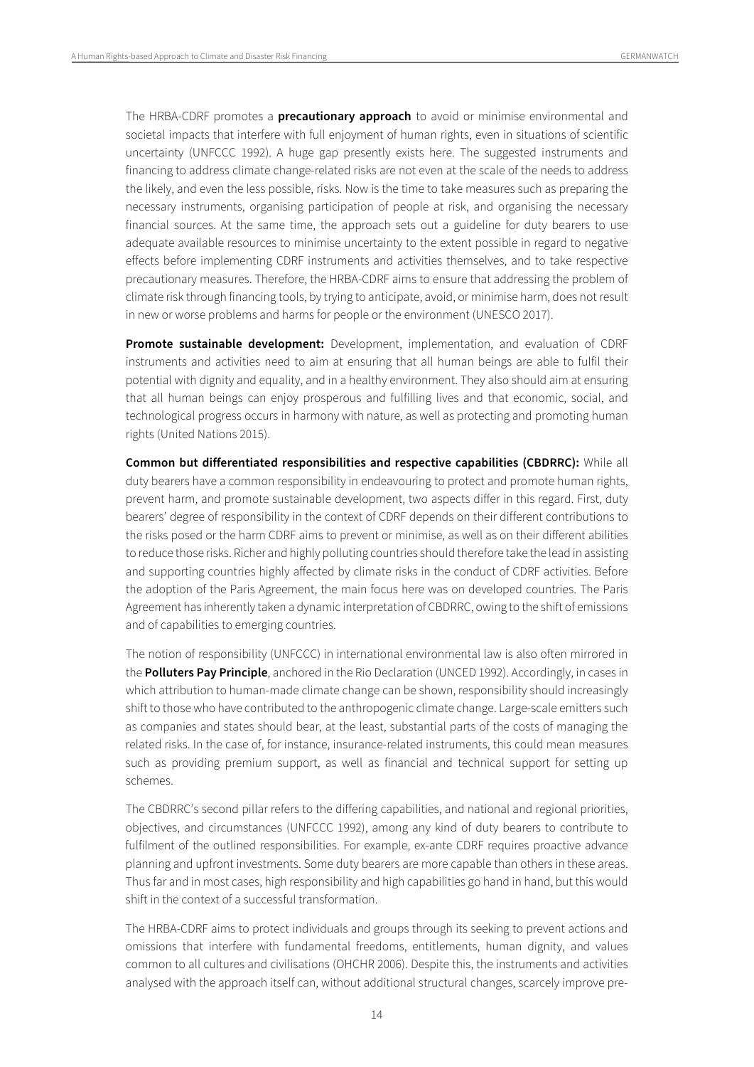The HRBA-CDRF promotes a **precautionary approach** to avoid or minimise environmental and societal impacts that interfere with full enjoyment of human rights, even in situations of scientific uncertainty (UNFCCC 1992). A huge gap presently exists here. The suggested instruments and financing to address climate change-related risks are not even at the scale of the needs to address the likely, and even the less possible, risks. Now is the time to take measures such as preparing the necessary instruments, organising participation of people at risk, and organising the necessary financial sources. At the same time, the approach sets out a guideline for duty bearers to use adequate available resources to minimise uncertainty to the extent possible in regard to negative effects before implementing CDRF instruments and activities themselves, and to take respective precautionary measures. Therefore, the HRBA-CDRF aims to ensure that addressing the problem of climate risk through financing tools, by trying to anticipate, avoid, or minimise harm, does not result in new or worse problems and harms for people or the environment (UNESCO 2017).

**Promote sustainable development:** Development, implementation, and evaluation of CDRF instruments and activities need to aim at ensuring that all human beings are able to fulfil their potential with dignity and equality, and in a healthy environment. They also should aim at ensuring that all human beings can enjoy prosperous and fulfilling lives and that economic, social, and technological progress occurs in harmony with nature, as well as protecting and promoting human rights (United Nations 2015).

**Common but differentiated responsibilities and respective capabilities (CBDRRC):** While all duty bearers have a common responsibility in endeavouring to protect and promote human rights, prevent harm, and promote sustainable development, two aspects differ in this regard. First, duty bearers' degree of responsibility in the context of CDRF depends on their different contributions to the risks posed or the harm CDRF aims to prevent or minimise, as well as on their different abilities to reduce those risks. Richer and highly polluting countries should therefore take the lead in assisting and supporting countries highly affected by climate risks in the conduct of CDRF activities. Before the adoption of the Paris Agreement, the main focus here was on developed countries. The Paris Agreement has inherently taken a dynamic interpretation of CBDRRC, owing to the shift of emissions and of capabilities to emerging countries.

The notion of responsibility (UNFCCC) in international environmental law is also often mirrored in the **Polluters Pay Principle**, anchored in the Rio Declaration (UNCED 1992). Accordingly, in cases in which attribution to human-made climate change can be shown, responsibility should increasingly shift to those who have contributed to the anthropogenic climate change. Large-scale emitters such as companies and states should bear, at the least, substantial parts of the costs of managing the related risks. In the case of, for instance, insurance-related instruments, this could mean measures such as providing premium support, as well as financial and technical support for setting up schemes.

The CBDRRC's second pillar refers to the differing capabilities, and national and regional priorities, objectives, and circumstances (UNFCCC 1992), among any kind of duty bearers to contribute to fulfilment of the outlined responsibilities. For example, ex-ante CDRF requires proactive advance planning and upfront investments. Some duty bearers are more capable than others in these areas. Thus far and in most cases, high responsibility and high capabilities go hand in hand, but this would shift in the context of a successful transformation.

The HRBA-CDRF aims to protect individuals and groups through its seeking to prevent actions and omissions that interfere with fundamental freedoms, entitlements, human dignity, and values common to all cultures and civilisations (OHCHR 2006). Despite this, the instruments and activities analysed with the approach itself can, without additional structural changes, scarcely improve pre-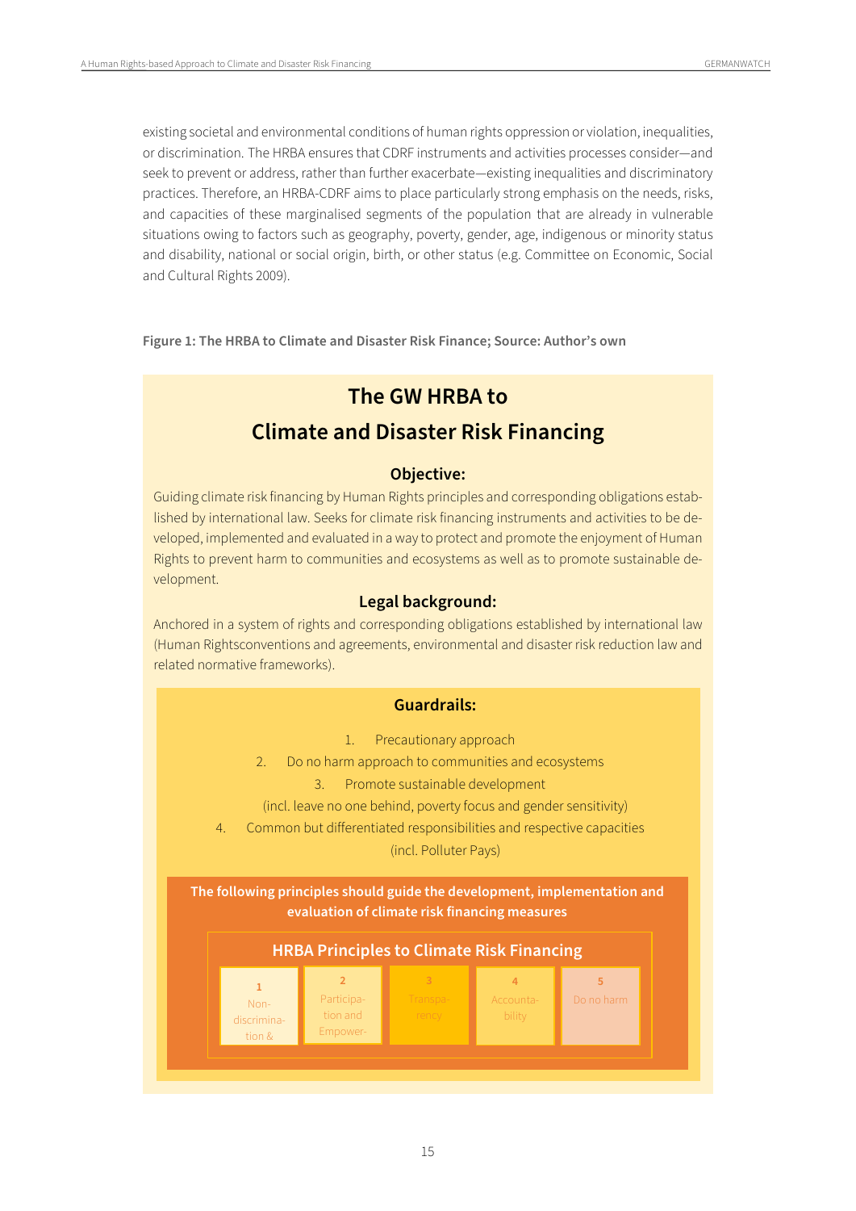existing societal and environmental conditions of human rights oppression or violation, inequalities, or discrimination. The HRBA ensures that CDRF instruments and activities processes consider—and seek to prevent or address, rather than further exacerbate—existing inequalities and discriminatory practices. Therefore, an HRBA-CDRF aims to place particularly strong emphasis on the needs, risks, and capacities of these marginalised segments of the population that are already in vulnerable situations owing to factors such as geography, poverty, gender, age, indigenous or minority status and disability, national or social origin, birth, or other status (e.g. Committee on Economic, Social and Cultural Rights 2009).

**Figure 1: The HRBA to Climate and Disaster Risk Finance; Source: Author's own**

## The GW HRBA to Climate and Disaster Risk Financing

### Objective:

Guiding climate risk financing by Human Rights principles and corresponding obligations established by international law. Seeks for climate risk financing instruments and activities to be developed, implemented and evaluated in a way to protect and promote the enjoyment of Human Rights to prevent harm to communities and ecosystems as well as to promote sustainable development.

### Legal background:

Anchored in a system of rights and corresponding obligations established by international law (Human Rightsconventions and agreements, environmental and disaster risk reduction law and related normative frameworks).

### Guardrails:

1. Precautionary approach
2. Do no harm approach to communities and ecosystems
3. Promote sustainable development (incl. leave no one behind, poverty focus and gender sensitivity)
4. Common but differentiated responsibilities and respective capacities (incl. Polluter Pays)

**The following principles should guide the development, implementation and evaluation of climate risk financing measures**

### HRBA Principles to Climate Risk Financing

1. Non-discrimination &
2. Participation and Empower-
3. Transparency
4. Accountability
5. Do no harm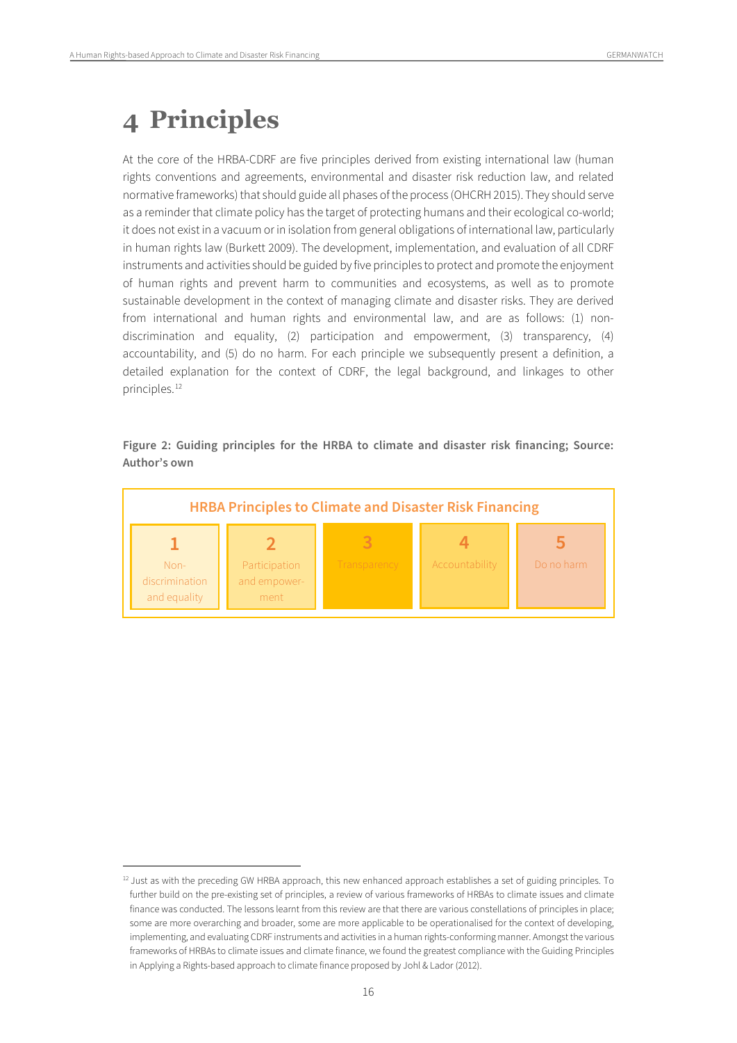# 4 Principles

At the core of the HRBA-CDRF are five principles derived from existing international law (human rights conventions and agreements, environmental and disaster risk reduction law, and related normative frameworks) that should guide all phases of the process (OHCRH 2015). They should serve as a reminder that climate policy has the target of protecting humans and their ecological co-world; it does not exist in a vacuum or in isolation from general obligations of international law, particularly in human rights law (Burkett 2009). The development, implementation, and evaluation of all CDRF instruments and activities should be guided by five principles to protect and promote the enjoyment of human rights and prevent harm to communities and ecosystems, as well as to promote sustainable development in the context of managing climate and disaster risks. They are derived from international and human rights and environmental law, and are as follows: (1) non-discrimination and equality, (2) participation and empowerment, (3) transparency, (4) accountability, and (5) do no harm. For each principle we subsequently present a definition, a detailed explanation for the context of CDRF, the legal background, and linkages to other principles.[12]

**Figure 2: Guiding principles for the HRBA to climate and disaster risk financing; Source: Author's own**

| HRBA Principles to Climate and Disaster Risk Financing | | | | |
|---|---|---|---|---|
| 1 | 2 | 3 | 4 | 5 |
| Non-discrimination and equality | Participation and empower-ment | Transparency | Accountability | Do no harm |

[12] Just as with the preceding GW HRBA approach, this new enhanced approach establishes a set of guiding principles. To further build on the pre-existing set of principles, a review of various frameworks of HRBAs to climate issues and climate finance was conducted. The lessons learnt from this review are that there are various constellations of principles in place; some are more overarching and broader, some are more applicable to be operationalised for the context of developing, implementing, and evaluating CDRF instruments and activities in a human rights-conforming manner. Amongst the various frameworks of HRBAs to climate issues and climate finance, we found the greatest compliance with the Guiding Principles in Applying a Rights-based approach to climate finance proposed by Johl & Lador (2012).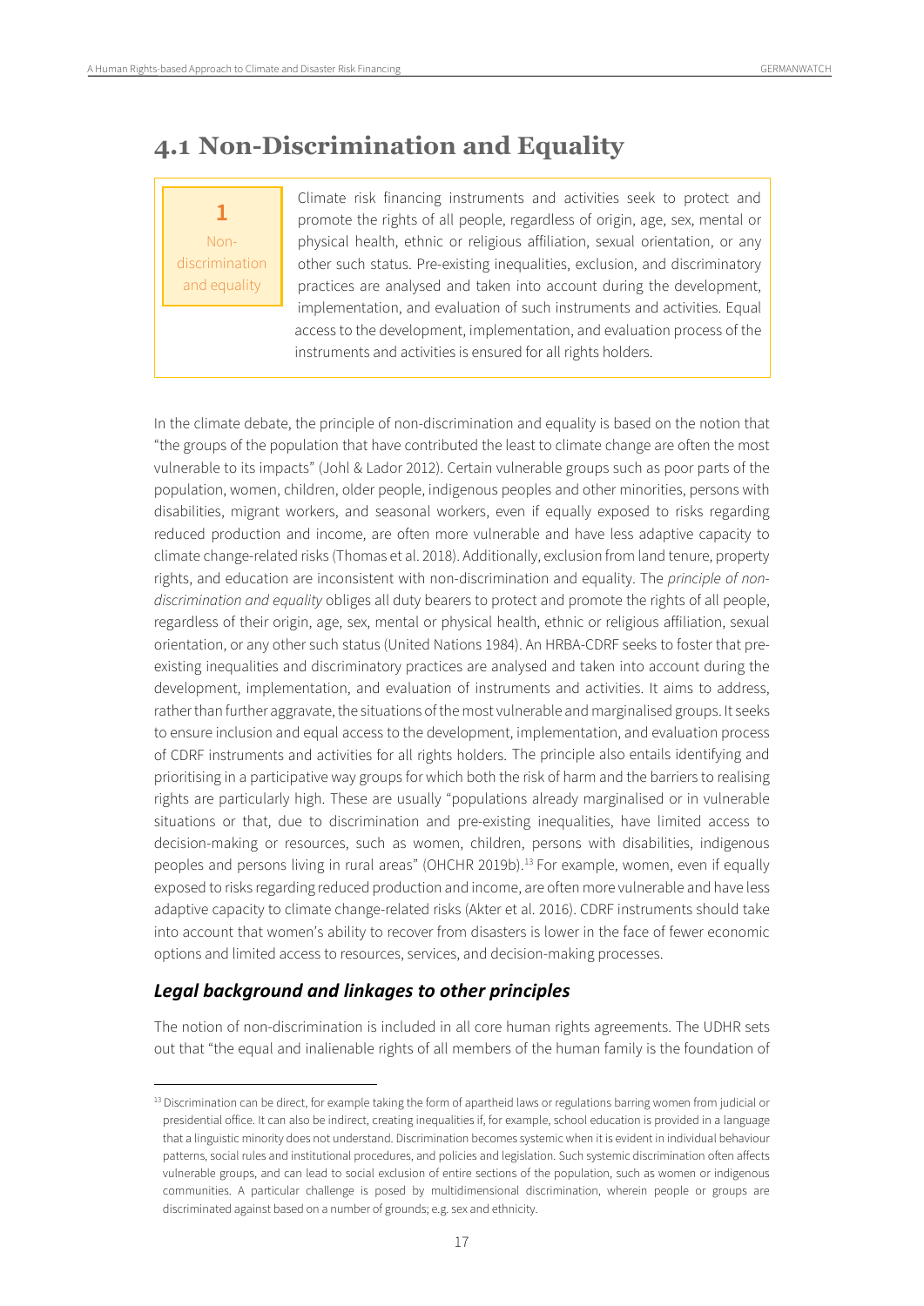## 4.1 Non-Discrimination and Equality

| **1** Non-discrimination and equality | Climate risk financing instruments and activities seek to protect and promote the rights of all people, regardless of origin, age, sex, mental or physical health, ethnic or religious affiliation, sexual orientation, or any other such status. Pre-existing inequalities, exclusion, and discriminatory practices are analysed and taken into account during the development, implementation, and evaluation of such instruments and activities. Equal access to the development, implementation, and evaluation process of the instruments and activities is ensured for all rights holders. |
|---|---|

In the climate debate, the principle of non-discrimination and equality is based on the notion that "the groups of the population that have contributed the least to climate change are often the most vulnerable to its impacts" (Johl & Lador 2012). Certain vulnerable groups such as poor parts of the population, women, children, older people, indigenous peoples and other minorities, persons with disabilities, migrant workers, and seasonal workers, even if equally exposed to risks regarding reduced production and income, are often more vulnerable and have less adaptive capacity to climate change-related risks (Thomas et al. 2018). Additionally, exclusion from land tenure, property rights, and education are inconsistent with non-discrimination and equality. The *principle of non-discrimination and equality* obliges all duty bearers to protect and promote the rights of all people, regardless of their origin, age, sex, mental or physical health, ethnic or religious affiliation, sexual orientation, or any other such status (United Nations 1984). An HRBA-CDRF seeks to foster that pre-existing inequalities and discriminatory practices are analysed and taken into account during the development, implementation, and evaluation of instruments and activities. It aims to address, rather than further aggravate, the situations of the most vulnerable and marginalised groups. It seeks to ensure inclusion and equal access to the development, implementation, and evaluation process of CDRF instruments and activities for all rights holders. The principle also entails identifying and prioritising in a participative way groups for which both the risk of harm and the barriers to realising rights are particularly high. These are usually "populations already marginalised or in vulnerable situations or that, due to discrimination and pre-existing inequalities, have limited access to decision-making or resources, such as women, children, persons with disabilities, indigenous peoples and persons living in rural areas" (OHCHR 2019b).[13] For example, women, even if equally exposed to risks regarding reduced production and income, are often more vulnerable and have less adaptive capacity to climate change-related risks (Akter et al. 2016). CDRF instruments should take into account that women's ability to recover from disasters is lower in the face of fewer economic options and limited access to resources, services, and decision-making processes.

### *Legal background and linkages to other principles*

The notion of non-discrimination is included in all core human rights agreements. The UDHR sets out that "the equal and inalienable rights of all members of the human family is the foundation of

---

[13] Discrimination can be direct, for example taking the form of apartheid laws or regulations barring women from judicial or presidential office. It can also be indirect, creating inequalities if, for example, school education is provided in a language that a linguistic minority does not understand. Discrimination becomes systemic when it is evident in individual behaviour patterns, social rules and institutional procedures, and policies and legislation. Such systemic discrimination often affects vulnerable groups, and can lead to social exclusion of entire sections of the population, such as women or indigenous communities. A particular challenge is posed by multidimensional discrimination, wherein people or groups are discriminated against based on a number of grounds; e.g. sex and ethnicity.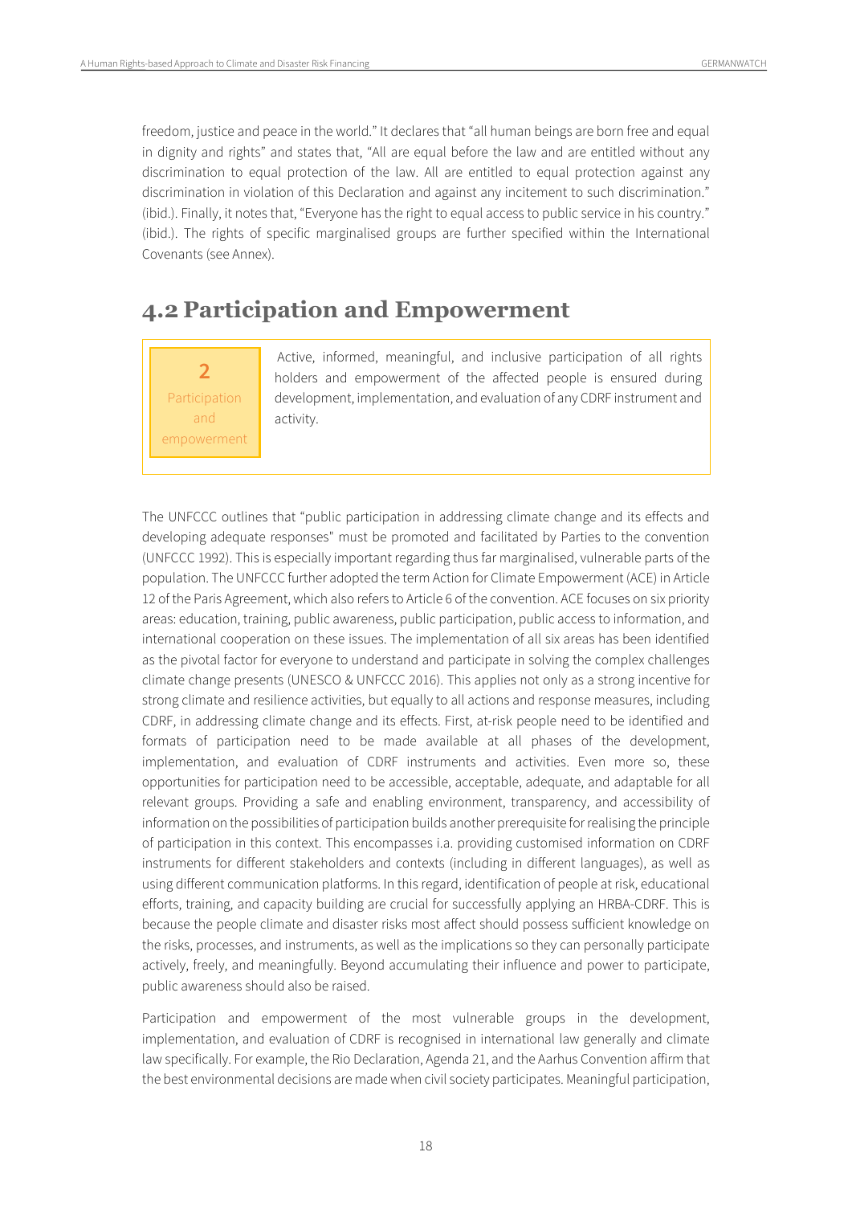freedom, justice and peace in the world." It declares that "all human beings are born free and equal in dignity and rights" and states that, "All are equal before the law and are entitled without any discrimination to equal protection of the law. All are entitled to equal protection against any discrimination in violation of this Declaration and against any incitement to such discrimination." (ibid.). Finally, it notes that, "Everyone has the right to equal access to public service in his country." (ibid.). The rights of specific marginalised groups are further specified within the International Covenants (see Annex).

## 4.2 Participation and Empowerment

| **2** Participation and empowerment | Active, informed, meaningful, and inclusive participation of all rights holders and empowerment of the affected people is ensured during development, implementation, and evaluation of any CDRF instrument and activity. |
|---|---|

The UNFCCC outlines that "public participation in addressing climate change and its effects and developing adequate responses" must be promoted and facilitated by Parties to the convention (UNFCCC 1992). This is especially important regarding thus far marginalised, vulnerable parts of the population. The UNFCCC further adopted the term Action for Climate Empowerment (ACE) in Article 12 of the Paris Agreement, which also refers to Article 6 of the convention. ACE focuses on six priority areas: education, training, public awareness, public participation, public access to information, and international cooperation on these issues. The implementation of all six areas has been identified as the pivotal factor for everyone to understand and participate in solving the complex challenges climate change presents (UNESCO & UNFCCC 2016). This applies not only as a strong incentive for strong climate and resilience activities, but equally to all actions and response measures, including CDRF, in addressing climate change and its effects. First, at-risk people need to be identified and formats of participation need to be made available at all phases of the development, implementation, and evaluation of CDRF instruments and activities. Even more so, these opportunities for participation need to be accessible, acceptable, adequate, and adaptable for all relevant groups. Providing a safe and enabling environment, transparency, and accessibility of information on the possibilities of participation builds another prerequisite for realising the principle of participation in this context. This encompasses i.a. providing customised information on CDRF instruments for different stakeholders and contexts (including in different languages), as well as using different communication platforms. In this regard, identification of people at risk, educational efforts, training, and capacity building are crucial for successfully applying an HRBA-CDRF. This is because the people climate and disaster risks most affect should possess sufficient knowledge on the risks, processes, and instruments, as well as the implications so they can personally participate actively, freely, and meaningfully. Beyond accumulating their influence and power to participate, public awareness should also be raised.

Participation and empowerment of the most vulnerable groups in the development, implementation, and evaluation of CDRF is recognised in international law generally and climate law specifically. For example, the Rio Declaration, Agenda 21, and the Aarhus Convention affirm that the best environmental decisions are made when civil society participates. Meaningful participation,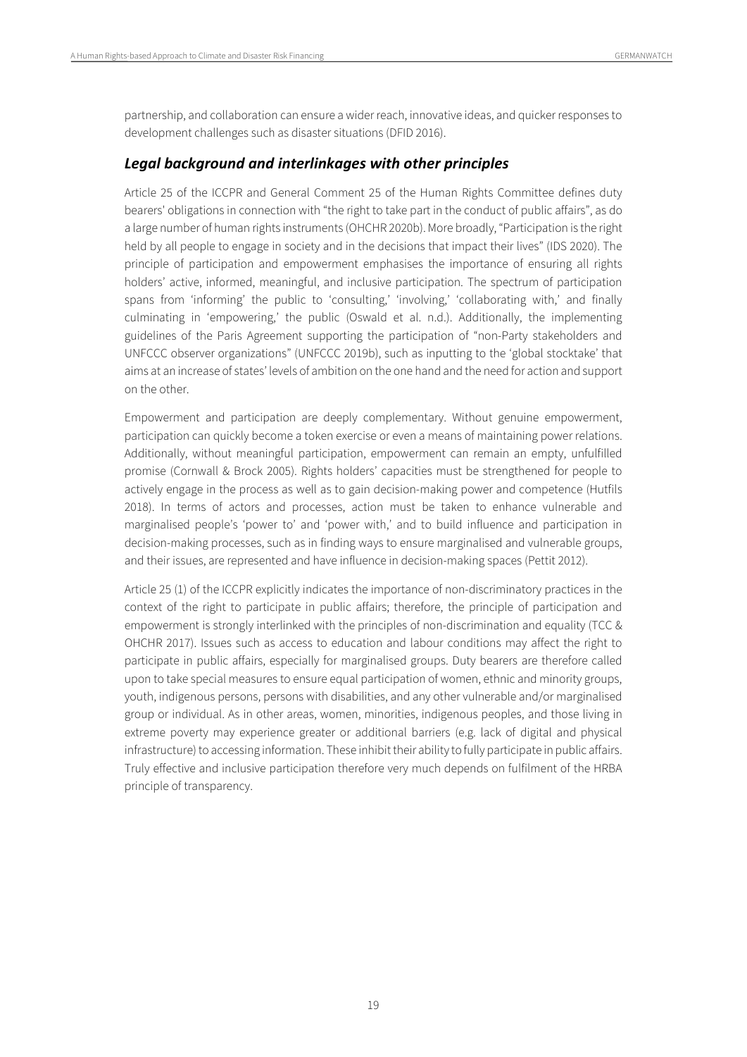partnership, and collaboration can ensure a wider reach, innovative ideas, and quicker responses to development challenges such as disaster situations (DFID 2016).

### *Legal background and interlinkages with other principles*

Article 25 of the ICCPR and General Comment 25 of the Human Rights Committee defines duty bearers' obligations in connection with "the right to take part in the conduct of public affairs", as do a large number of human rights instruments (OHCHR 2020b). More broadly, "Participation is the right held by all people to engage in society and in the decisions that impact their lives" (IDS 2020). The principle of participation and empowerment emphasises the importance of ensuring all rights holders' active, informed, meaningful, and inclusive participation. The spectrum of participation spans from 'informing' the public to 'consulting,' 'involving,' 'collaborating with,' and finally culminating in 'empowering,' the public (Oswald et al. n.d.). Additionally, the implementing guidelines of the Paris Agreement supporting the participation of "non-Party stakeholders and UNFCCC observer organizations" (UNFCCC 2019b), such as inputting to the 'global stocktake' that aims at an increase of states' levels of ambition on the one hand and the need for action and support on the other.

Empowerment and participation are deeply complementary. Without genuine empowerment, participation can quickly become a token exercise or even a means of maintaining power relations. Additionally, without meaningful participation, empowerment can remain an empty, unfulfilled promise (Cornwall & Brock 2005). Rights holders' capacities must be strengthened for people to actively engage in the process as well as to gain decision-making power and competence (Hutfils 2018). In terms of actors and processes, action must be taken to enhance vulnerable and marginalised people's 'power to' and 'power with,' and to build influence and participation in decision-making processes, such as in finding ways to ensure marginalised and vulnerable groups, and their issues, are represented and have influence in decision-making spaces (Pettit 2012).

Article 25 (1) of the ICCPR explicitly indicates the importance of non-discriminatory practices in the context of the right to participate in public affairs; therefore, the principle of participation and empowerment is strongly interlinked with the principles of non-discrimination and equality (TCC & OHCHR 2017). Issues such as access to education and labour conditions may affect the right to participate in public affairs, especially for marginalised groups. Duty bearers are therefore called upon to take special measures to ensure equal participation of women, ethnic and minority groups, youth, indigenous persons, persons with disabilities, and any other vulnerable and/or marginalised group or individual. As in other areas, women, minorities, indigenous peoples, and those living in extreme poverty may experience greater or additional barriers (e.g. lack of digital and physical infrastructure) to accessing information. These inhibit their ability to fully participate in public affairs. Truly effective and inclusive participation therefore very much depends on fulfilment of the HRBA principle of transparency.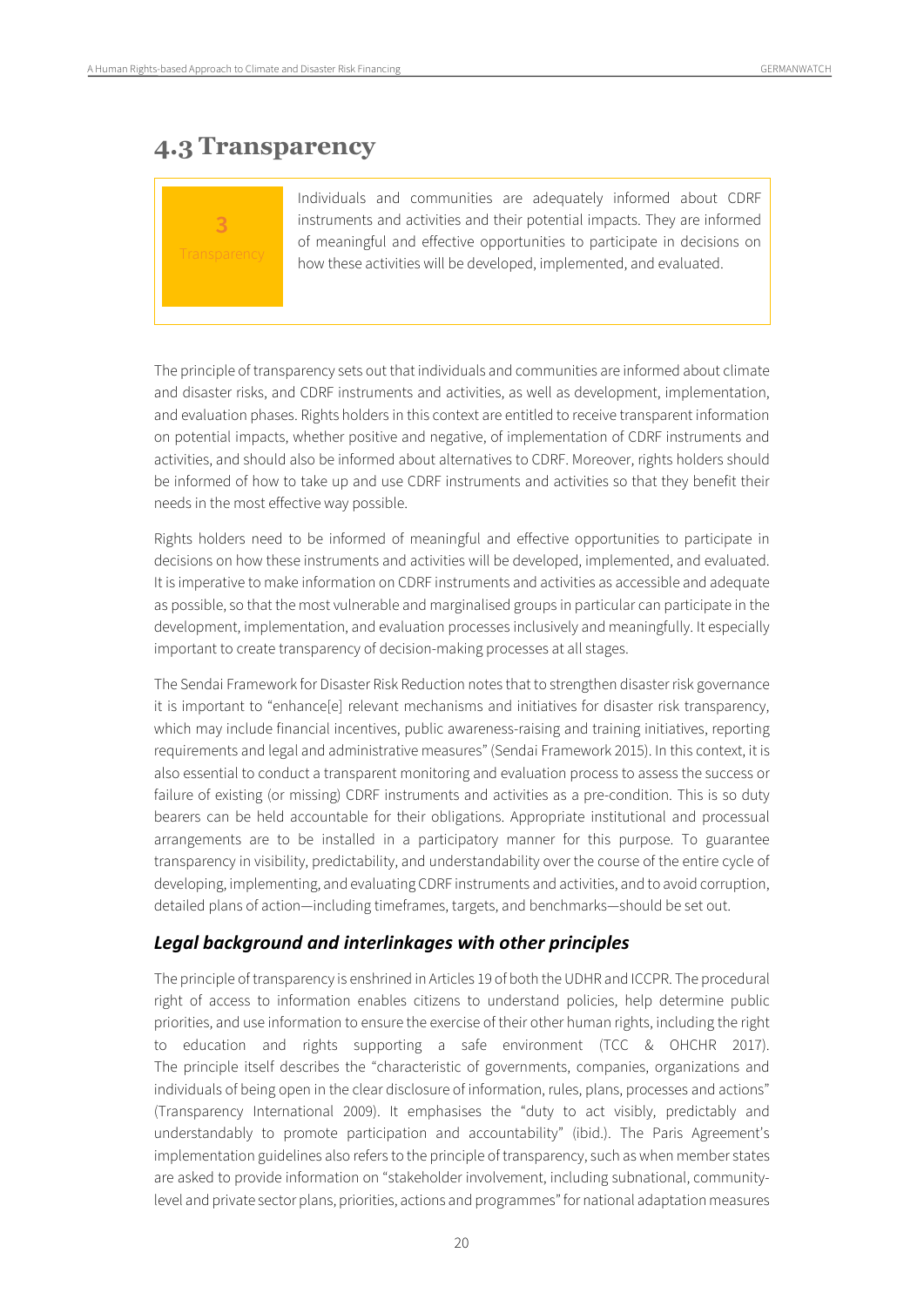## 4.3 Transparency

> **3**
> **Transparency**
>
> Individuals and communities are adequately informed about CDRF instruments and activities and their potential impacts. They are informed of meaningful and effective opportunities to participate in decisions on how these activities will be developed, implemented, and evaluated.

The principle of transparency sets out that individuals and communities are informed about climate and disaster risks, and CDRF instruments and activities, as well as development, implementation, and evaluation phases. Rights holders in this context are entitled to receive transparent information on potential impacts, whether positive and negative, of implementation of CDRF instruments and activities, and should also be informed about alternatives to CDRF. Moreover, rights holders should be informed of how to take up and use CDRF instruments and activities so that they benefit their needs in the most effective way possible.

Rights holders need to be informed of meaningful and effective opportunities to participate in decisions on how these instruments and activities will be developed, implemented, and evaluated. It is imperative to make information on CDRF instruments and activities as accessible and adequate as possible, so that the most vulnerable and marginalised groups in particular can participate in the development, implementation, and evaluation processes inclusively and meaningfully. It especially important to create transparency of decision-making processes at all stages.

The Sendai Framework for Disaster Risk Reduction notes that to strengthen disaster risk governance it is important to "enhance[e] relevant mechanisms and initiatives for disaster risk transparency, which may include financial incentives, public awareness-raising and training initiatives, reporting requirements and legal and administrative measures" (Sendai Framework 2015). In this context, it is also essential to conduct a transparent monitoring and evaluation process to assess the success or failure of existing (or missing) CDRF instruments and activities as a pre-condition. This is so duty bearers can be held accountable for their obligations. Appropriate institutional and processual arrangements are to be installed in a participatory manner for this purpose. To guarantee transparency in visibility, predictability, and understandability over the course of the entire cycle of developing, implementing, and evaluating CDRF instruments and activities, and to avoid corruption, detailed plans of action—including timeframes, targets, and benchmarks—should be set out.

### *Legal background and interlinkages with other principles*

The principle of transparency is enshrined in Articles 19 of both the UDHR and ICCPR. The procedural right of access to information enables citizens to understand policies, help determine public priorities, and use information to ensure the exercise of their other human rights, including the right to education and rights supporting a safe environment (TCC & OHCHR 2017). The principle itself describes the "characteristic of governments, companies, organizations and individuals of being open in the clear disclosure of information, rules, plans, processes and actions" (Transparency International 2009). It emphasises the "duty to act visibly, predictably and understandably to promote participation and accountability" (ibid.). The Paris Agreement's implementation guidelines also refers to the principle of transparency, such as when member states are asked to provide information on "stakeholder involvement, including subnational, community-level and private sector plans, priorities, actions and programmes" for national adaptation measures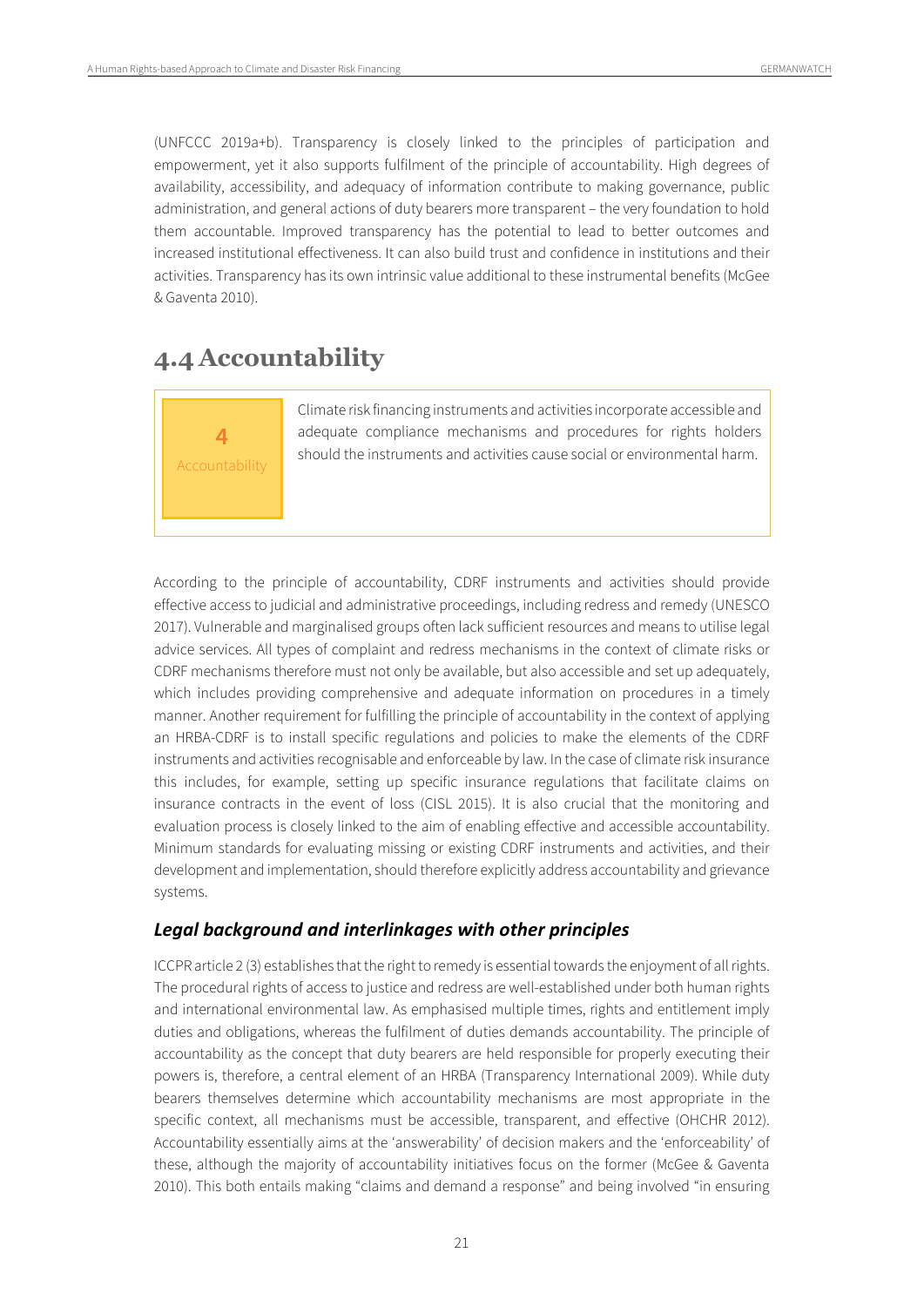(UNFCCC 2019a+b). Transparency is closely linked to the principles of participation and empowerment, yet it also supports fulfilment of the principle of accountability. High degrees of availability, accessibility, and adequacy of information contribute to making governance, public administration, and general actions of duty bearers more transparent – the very foundation to hold them accountable. Improved transparency has the potential to lead to better outcomes and increased institutional effectiveness. It can also build trust and confidence in institutions and their activities. Transparency has its own intrinsic value additional to these instrumental benefits (McGee & Gaventa 2010).

## 4.4 Accountability

| 4 Accountability | Climate risk financing instruments and activities incorporate accessible and adequate compliance mechanisms and procedures for rights holders should the instruments and activities cause social or environmental harm. |
|---|---|

According to the principle of accountability, CDRF instruments and activities should provide effective access to judicial and administrative proceedings, including redress and remedy (UNESCO 2017). Vulnerable and marginalised groups often lack sufficient resources and means to utilise legal advice services. All types of complaint and redress mechanisms in the context of climate risks or CDRF mechanisms therefore must not only be available, but also accessible and set up adequately, which includes providing comprehensive and adequate information on procedures in a timely manner. Another requirement for fulfilling the principle of accountability in the context of applying an HRBA-CDRF is to install specific regulations and policies to make the elements of the CDRF instruments and activities recognisable and enforceable by law. In the case of climate risk insurance this includes, for example, setting up specific insurance regulations that facilitate claims on insurance contracts in the event of loss (CISL 2015). It is also crucial that the monitoring and evaluation process is closely linked to the aim of enabling effective and accessible accountability. Minimum standards for evaluating missing or existing CDRF instruments and activities, and their development and implementation, should therefore explicitly address accountability and grievance systems.

### *Legal background and interlinkages with other principles*

ICCPR article 2 (3) establishes that the right to remedy is essential towards the enjoyment of all rights. The procedural rights of access to justice and redress are well-established under both human rights and international environmental law. As emphasised multiple times, rights and entitlement imply duties and obligations, whereas the fulfilment of duties demands accountability. The principle of accountability as the concept that duty bearers are held responsible for properly executing their powers is, therefore, a central element of an HRBA (Transparency International 2009). While duty bearers themselves determine which accountability mechanisms are most appropriate in the specific context, all mechanisms must be accessible, transparent, and effective (OHCHR 2012). Accountability essentially aims at the 'answerability' of decision makers and the 'enforceability' of these, although the majority of accountability initiatives focus on the former (McGee & Gaventa 2010). This both entails making "claims and demand a response" and being involved "in ensuring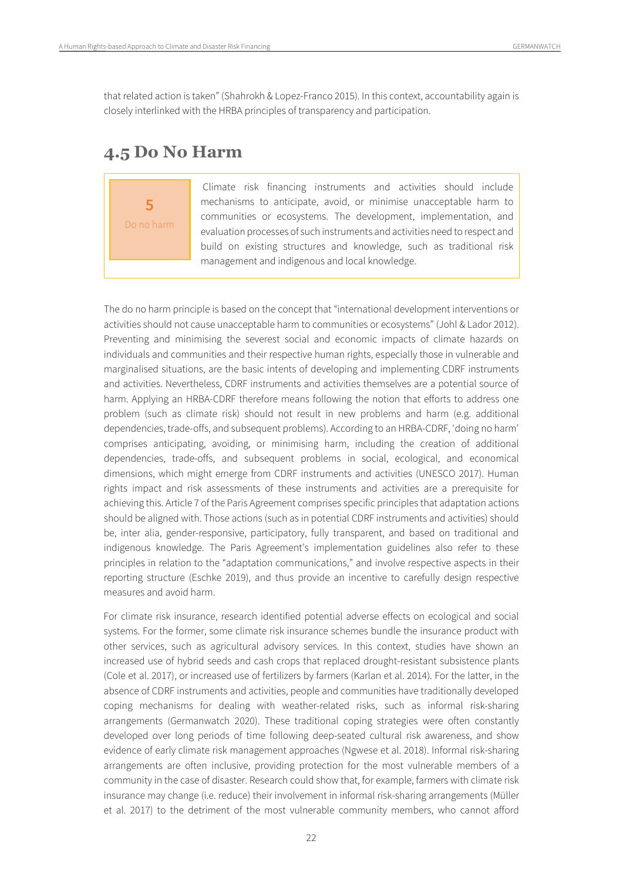that related action is taken" (Shahrokh & Lopez-Franco 2015). In this context, accountability again is closely interlinked with the HRBA principles of transparency and participation.

## 4.5 Do No Harm

| **5** Do no harm | Climate risk financing instruments and activities should include mechanisms to anticipate, avoid, or minimise unacceptable harm to communities or ecosystems. The development, implementation, and evaluation processes of such instruments and activities need to respect and build on existing structures and knowledge, such as traditional risk management and indigenous and local knowledge. |
|---|---|

The do no harm principle is based on the concept that "international development interventions or activities should not cause unacceptable harm to communities or ecosystems" (Johl & Lador 2012). Preventing and minimising the severest social and economic impacts of climate hazards on individuals and communities and their respective human rights, especially those in vulnerable and marginalised situations, are the basic intents of developing and implementing CDRF instruments and activities. Nevertheless, CDRF instruments and activities themselves are a potential source of harm. Applying an HRBA-CDRF therefore means following the notion that efforts to address one problem (such as climate risk) should not result in new problems and harm (e.g. additional dependencies, trade-offs, and subsequent problems). According to an HRBA-CDRF, 'doing no harm' comprises anticipating, avoiding, or minimising harm, including the creation of additional dependencies, trade-offs, and subsequent problems in social, ecological, and economical dimensions, which might emerge from CDRF instruments and activities (UNESCO 2017). Human rights impact and risk assessments of these instruments and activities are a prerequisite for achieving this. Article 7 of the Paris Agreement comprises specific principles that adaptation actions should be aligned with. Those actions (such as in potential CDRF instruments and activities) should be, inter alia, gender-responsive, participatory, fully transparent, and based on traditional and indigenous knowledge. The Paris Agreement's implementation guidelines also refer to these principles in relation to the "adaptation communications," and involve respective aspects in their reporting structure (Eschke 2019), and thus provide an incentive to carefully design respective measures and avoid harm.

For climate risk insurance, research identified potential adverse effects on ecological and social systems. For the former, some climate risk insurance schemes bundle the insurance product with other services, such as agricultural advisory services. In this context, studies have shown an increased use of hybrid seeds and cash crops that replaced drought-resistant subsistence plants (Cole et al. 2017), or increased use of fertilizers by farmers (Karlan et al. 2014). For the latter, in the absence of CDRF instruments and activities, people and communities have traditionally developed coping mechanisms for dealing with weather-related risks, such as informal risk-sharing arrangements (Germanwatch 2020). These traditional coping strategies were often constantly developed over long periods of time following deep-seated cultural risk awareness, and show evidence of early climate risk management approaches (Ngwese et al. 2018). Informal risk-sharing arrangements are often inclusive, providing protection for the most vulnerable members of a community in the case of disaster. Research could show that, for example, farmers with climate risk insurance may change (i.e. reduce) their involvement in informal risk-sharing arrangements (Müller et al. 2017) to the detriment of the most vulnerable community members, who cannot afford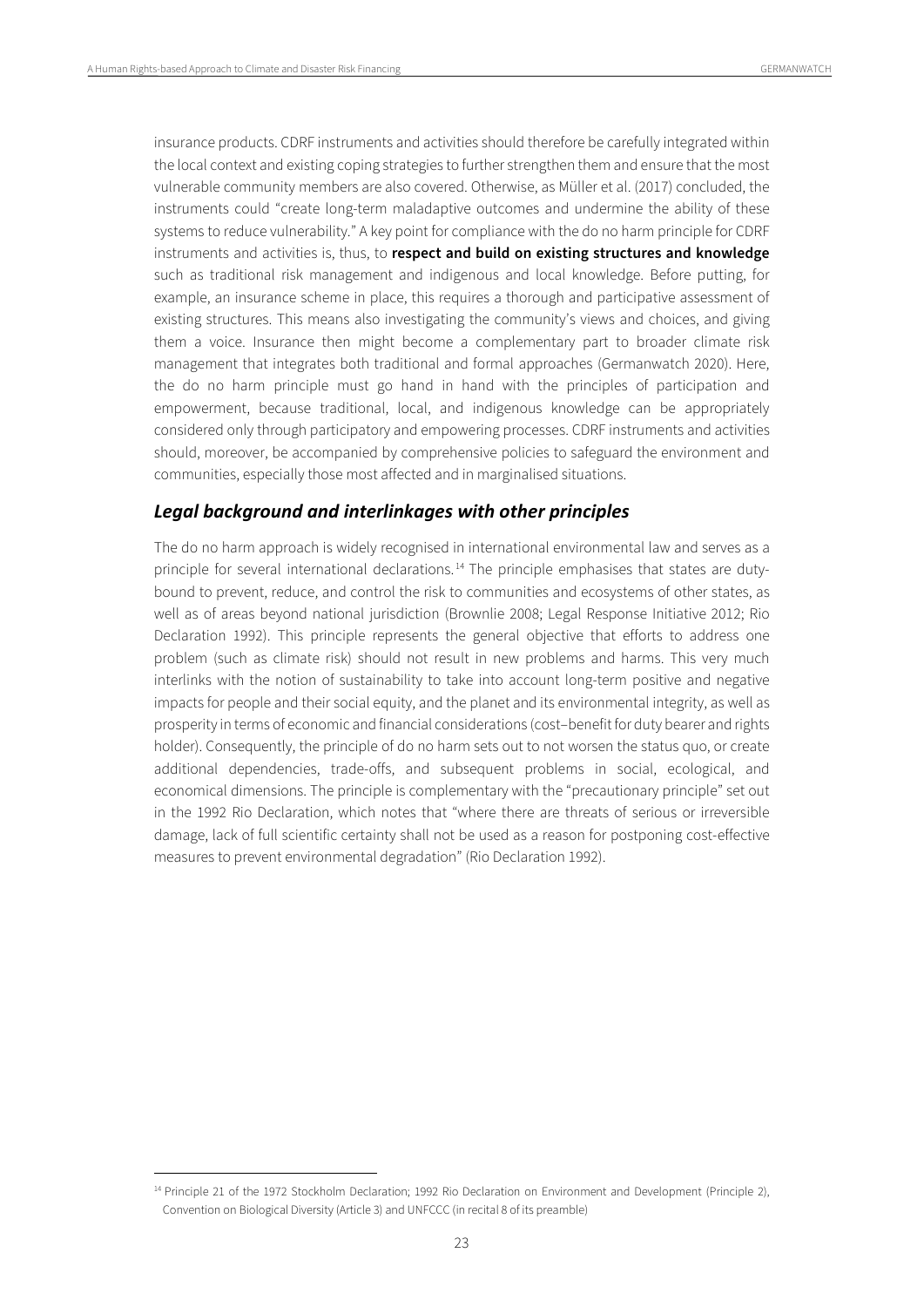insurance products. CDRF instruments and activities should therefore be carefully integrated within the local context and existing coping strategies to further strengthen them and ensure that the most vulnerable community members are also covered. Otherwise, as Müller et al. (2017) concluded, the instruments could "create long-term maladaptive outcomes and undermine the ability of these systems to reduce vulnerability." A key point for compliance with the do no harm principle for CDRF instruments and activities is, thus, to **respect and build on existing structures and knowledge** such as traditional risk management and indigenous and local knowledge. Before putting, for example, an insurance scheme in place, this requires a thorough and participative assessment of existing structures. This means also investigating the community's views and choices, and giving them a voice. Insurance then might become a complementary part to broader climate risk management that integrates both traditional and formal approaches (Germanwatch 2020). Here, the do no harm principle must go hand in hand with the principles of participation and empowerment, because traditional, local, and indigenous knowledge can be appropriately considered only through participatory and empowering processes. CDRF instruments and activities should, moreover, be accompanied by comprehensive policies to safeguard the environment and communities, especially those most affected and in marginalised situations.

### *Legal background and interlinkages with other principles*

The do no harm approach is widely recognised in international environmental law and serves as a principle for several international declarations.[14] The principle emphasises that states are duty-bound to prevent, reduce, and control the risk to communities and ecosystems of other states, as well as of areas beyond national jurisdiction (Brownlie 2008; Legal Response Initiative 2012; Rio Declaration 1992). This principle represents the general objective that efforts to address one problem (such as climate risk) should not result in new problems and harms. This very much interlinks with the notion of sustainability to take into account long-term positive and negative impacts for people and their social equity, and the planet and its environmental integrity, as well as prosperity in terms of economic and financial considerations (cost–benefit for duty bearer and rights holder). Consequently, the principle of do no harm sets out to not worsen the status quo, or create additional dependencies, trade-offs, and subsequent problems in social, ecological, and economical dimensions. The principle is complementary with the "precautionary principle" set out in the 1992 Rio Declaration, which notes that "where there are threats of serious or irreversible damage, lack of full scientific certainty shall not be used as a reason for postponing cost-effective measures to prevent environmental degradation" (Rio Declaration 1992).

---

[14] Principle 21 of the 1972 Stockholm Declaration; 1992 Rio Declaration on Environment and Development (Principle 2), Convention on Biological Diversity (Article 3) and UNFCCC (in recital 8 of its preamble)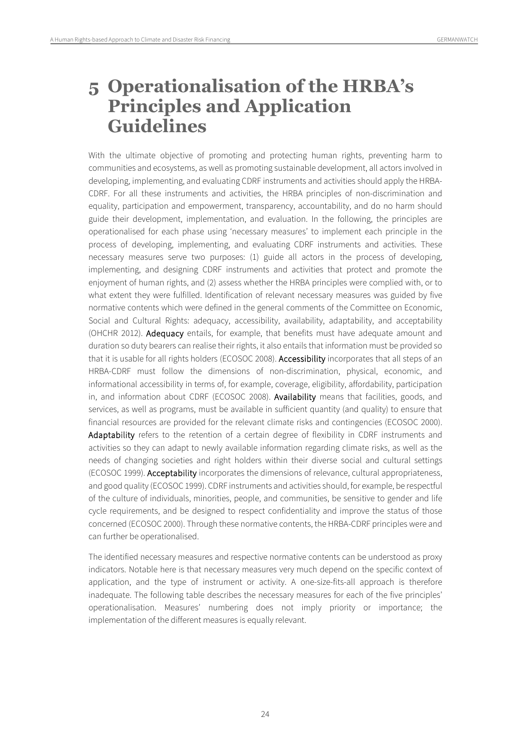# 5 Operationalisation of the HRBA's Principles and Application Guidelines

With the ultimate objective of promoting and protecting human rights, preventing harm to communities and ecosystems, as well as promoting sustainable development, all actors involved in developing, implementing, and evaluating CDRF instruments and activities should apply the HRBA-CDRF. For all these instruments and activities, the HRBA principles of non-discrimination and equality, participation and empowerment, transparency, accountability, and do no harm should guide their development, implementation, and evaluation. In the following, the principles are operationalised for each phase using 'necessary measures' to implement each principle in the process of developing, implementing, and evaluating CDRF instruments and activities. These necessary measures serve two purposes: (1) guide all actors in the process of developing, implementing, and designing CDRF instruments and activities that protect and promote the enjoyment of human rights, and (2) assess whether the HRBA principles were complied with, or to what extent they were fulfilled. Identification of relevant necessary measures was guided by five normative contents which were defined in the general comments of the Committee on Economic, Social and Cultural Rights: adequacy, accessibility, availability, adaptability, and acceptability (OHCHR 2012). **Adequacy** entails, for example, that benefits must have adequate amount and duration so duty bearers can realise their rights, it also entails that information must be provided so that it is usable for all rights holders (ECOSOC 2008). **Accessibility** incorporates that all steps of an HRBA-CDRF must follow the dimensions of non-discrimination, physical, economic, and informational accessibility in terms of, for example, coverage, eligibility, affordability, participation in, and information about CDRF (ECOSOC 2008). **Availability** means that facilities, goods, and services, as well as programs, must be available in sufficient quantity (and quality) to ensure that financial resources are provided for the relevant climate risks and contingencies (ECOSOC 2000). **Adaptability** refers to the retention of a certain degree of flexibility in CDRF instruments and activities so they can adapt to newly available information regarding climate risks, as well as the needs of changing societies and right holders within their diverse social and cultural settings (ECOSOC 1999). **Acceptability** incorporates the dimensions of relevance, cultural appropriateness, and good quality (ECOSOC 1999). CDRF instruments and activities should, for example, be respectful of the culture of individuals, minorities, people, and communities, be sensitive to gender and life cycle requirements, and be designed to respect confidentiality and improve the status of those concerned (ECOSOC 2000). Through these normative contents, the HRBA-CDRF principles were and can further be operationalised.

The identified necessary measures and respective normative contents can be understood as proxy indicators. Notable here is that necessary measures very much depend on the specific context of application, and the type of instrument or activity. A one-size-fits-all approach is therefore inadequate. The following table describes the necessary measures for each of the five principles' operationalisation. Measures' numbering does not imply priority or importance; the implementation of the different measures is equally relevant.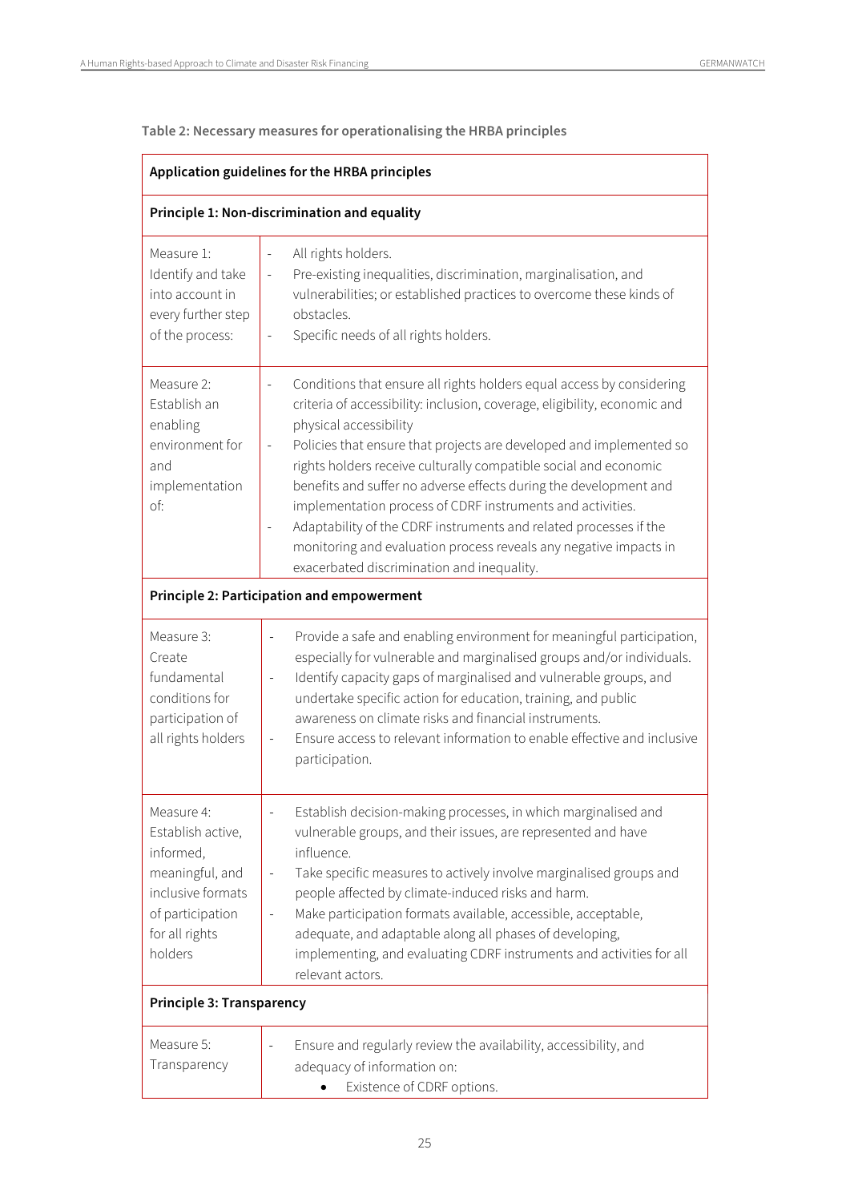**Table 2: Necessary measures for operationalising the HRBA principles**

| Application guidelines for the HRBA principles | |
|---|---|
| **Principle 1: Non-discrimination and equality** | |
| Measure 1: Identify and take into account in every further step of the process: | - All rights holders.<br>- Pre-existing inequalities, discrimination, marginalisation, and vulnerabilities; or established practices to overcome these kinds of obstacles.<br>- Specific needs of all rights holders. |
| Measure 2: Establish an enabling environment for and implementation of: | - Conditions that ensure all rights holders equal access by considering criteria of accessibility: inclusion, coverage, eligibility, economic and physical accessibility<br>- Policies that ensure that projects are developed and implemented so rights holders receive culturally compatible social and economic benefits and suffer no adverse effects during the development and implementation process of CDRF instruments and activities.<br>- Adaptability of the CDRF instruments and related processes if the monitoring and evaluation process reveals any negative impacts in exacerbated discrimination and inequality. |
| **Principle 2: Participation and empowerment** | |
| Measure 3: Create fundamental conditions for participation of all rights holders | - Provide a safe and enabling environment for meaningful participation, especially for vulnerable and marginalised groups and/or individuals.<br>- Identify capacity gaps of marginalised and vulnerable groups, and undertake specific action for education, training, and public awareness on climate risks and financial instruments.<br>- Ensure access to relevant information to enable effective and inclusive participation. |
| Measure 4: Establish active, informed, meaningful, and inclusive formats of participation for all rights holders | - Establish decision-making processes, in which marginalised and vulnerable groups, and their issues, are represented and have influence.<br>- Take specific measures to actively involve marginalised groups and people affected by climate-induced risks and harm.<br>- Make participation formats available, accessible, acceptable, adequate, and adaptable along all phases of developing, implementing, and evaluating CDRF instruments and activities for all relevant actors. |
| **Principle 3: Transparency** | |
| Measure 5: Transparency | - Ensure and regularly review the availability, accessibility, and adequacy of information on:<br>• Existence of CDRF options. |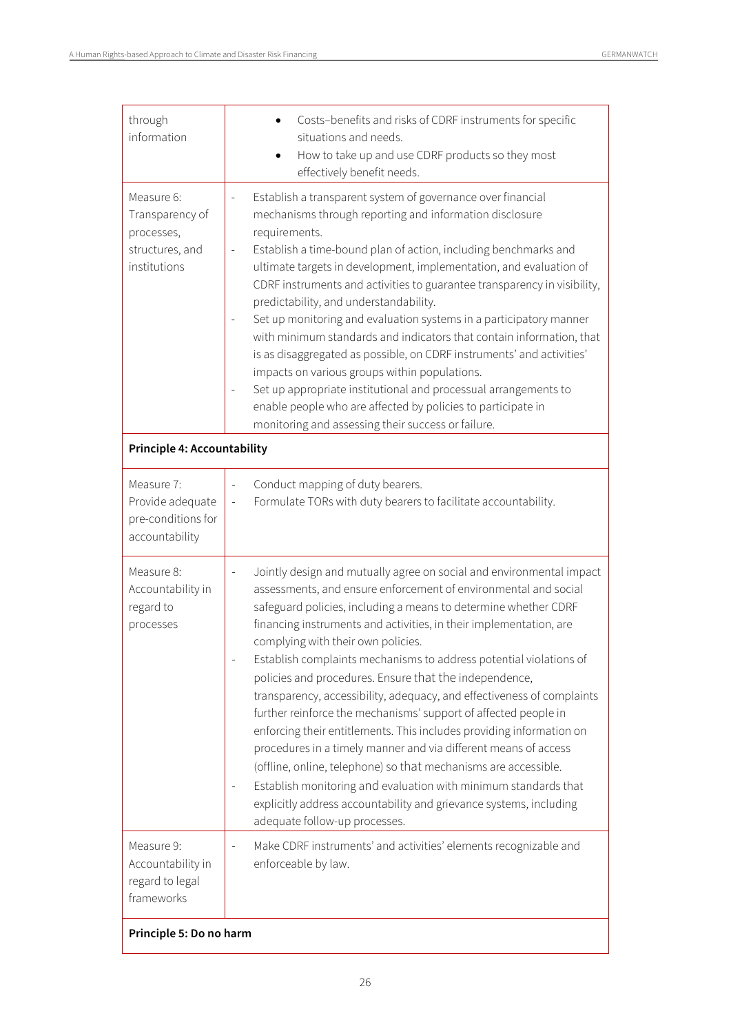| | |
|---|---|
| through information | • Costs–benefits and risks of CDRF instruments for specific situations and needs.<br>• How to take up and use CDRF products so they most effectively benefit needs. |
| Measure 6: Transparency of processes, structures, and institutions | - Establish a transparent system of governance over financial mechanisms through reporting and information disclosure requirements.<br>- Establish a time-bound plan of action, including benchmarks and ultimate targets in development, implementation, and evaluation of CDRF instruments and activities to guarantee transparency in visibility, predictability, and understandability.<br>- Set up monitoring and evaluation systems in a participatory manner with minimum standards and indicators that contain information, that is as disaggregated as possible, on CDRF instruments' and activities' impacts on various groups within populations.<br>- Set up appropriate institutional and processual arrangements to enable people who are affected by policies to participate in monitoring and assessing their success or failure. |
| **Principle 4: Accountability** | |
| Measure 7: Provide adequate pre-conditions for accountability | - Conduct mapping of duty bearers.<br>- Formulate TORs with duty bearers to facilitate accountability. |
| Measure 8: Accountability in regard to processes | - Jointly design and mutually agree on social and environmental impact assessments, and ensure enforcement of environmental and social safeguard policies, including a means to determine whether CDRF financing instruments and activities, in their implementation, are complying with their own policies.<br>- Establish complaints mechanisms to address potential violations of policies and procedures. Ensure that the independence, transparency, accessibility, adequacy, and effectiveness of complaints further reinforce the mechanisms' support of affected people in enforcing their entitlements. This includes providing information on procedures in a timely manner and via different means of access (offline, online, telephone) so that mechanisms are accessible.<br>- Establish monitoring and evaluation with minimum standards that explicitly address accountability and grievance systems, including adequate follow-up processes. |
| Measure 9: Accountability in regard to legal frameworks | - Make CDRF instruments' and activities' elements recognizable and enforceable by law. |
| **Principle 5: Do no harm** | |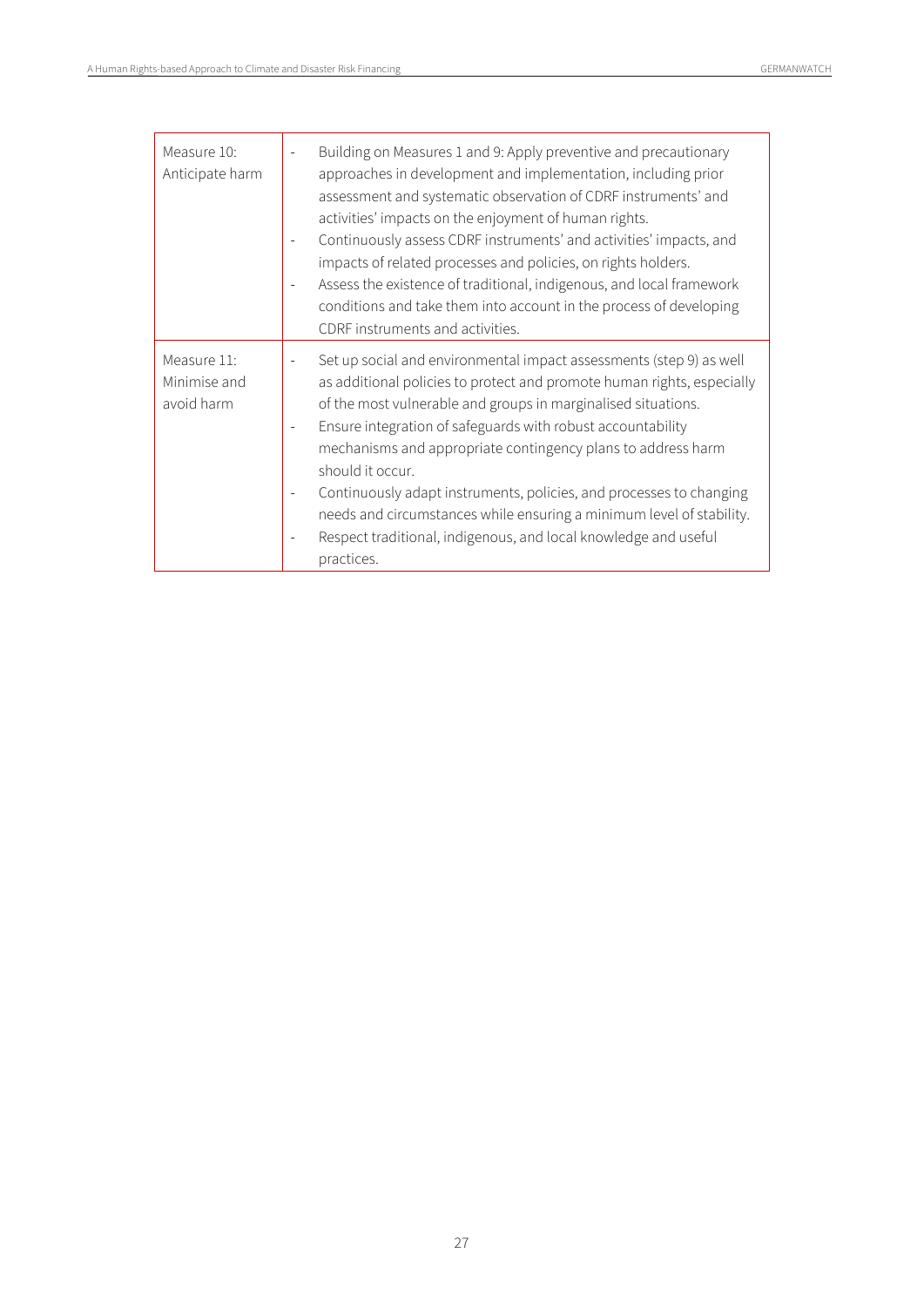| | |
|---|---|
| Measure 10: Anticipate harm | - Building on Measures 1 and 9: Apply preventive and precautionary approaches in development and implementation, including prior assessment and systematic observation of CDRF instruments' and activities' impacts on the enjoyment of human rights.<br>- Continuously assess CDRF instruments' and activities' impacts, and impacts of related processes and policies, on rights holders.<br>- Assess the existence of traditional, indigenous, and local framework conditions and take them into account in the process of developing CDRF instruments and activities. |
| Measure 11: Minimise and avoid harm | - Set up social and environmental impact assessments (step 9) as well as additional policies to protect and promote human rights, especially of the most vulnerable and groups in marginalised situations.<br>- Ensure integration of safeguards with robust accountability mechanisms and appropriate contingency plans to address harm should it occur.<br>- Continuously adapt instruments, policies, and processes to changing needs and circumstances while ensuring a minimum level of stability.<br>- Respect traditional, indigenous, and local knowledge and useful practices. |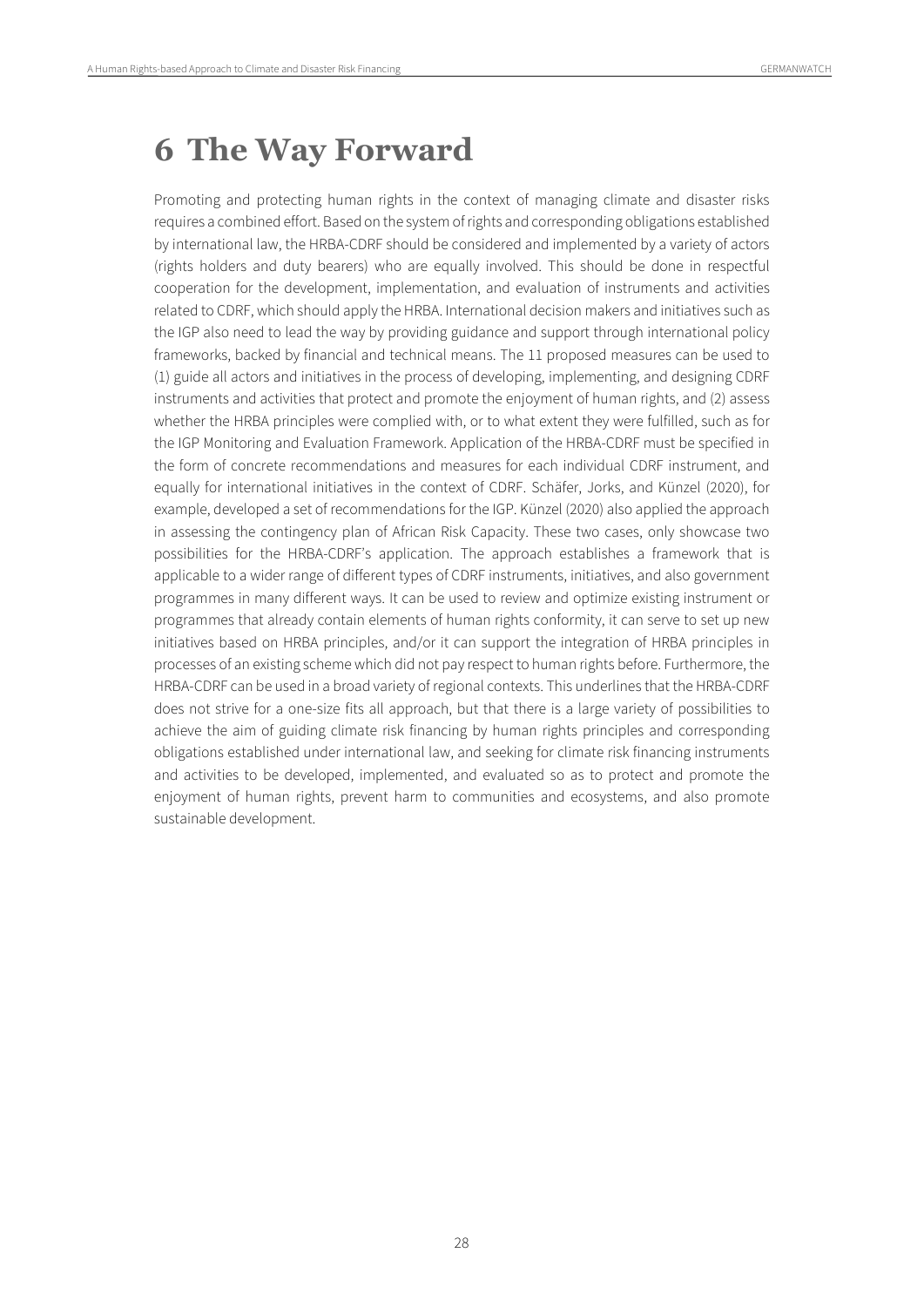# 6 The Way Forward

Promoting and protecting human rights in the context of managing climate and disaster risks requires a combined effort. Based on the system of rights and corresponding obligations established by international law, the HRBA-CDRF should be considered and implemented by a variety of actors (rights holders and duty bearers) who are equally involved. This should be done in respectful cooperation for the development, implementation, and evaluation of instruments and activities related to CDRF, which should apply the HRBA. International decision makers and initiatives such as the IGP also need to lead the way by providing guidance and support through international policy frameworks, backed by financial and technical means. The 11 proposed measures can be used to (1) guide all actors and initiatives in the process of developing, implementing, and designing CDRF instruments and activities that protect and promote the enjoyment of human rights, and (2) assess whether the HRBA principles were complied with, or to what extent they were fulfilled, such as for the IGP Monitoring and Evaluation Framework. Application of the HRBA-CDRF must be specified in the form of concrete recommendations and measures for each individual CDRF instrument, and equally for international initiatives in the context of CDRF. Schäfer, Jorks, and Künzel (2020), for example, developed a set of recommendations for the IGP. Künzel (2020) also applied the approach in assessing the contingency plan of African Risk Capacity. These two cases, only showcase two possibilities for the HRBA-CDRF's application. The approach establishes a framework that is applicable to a wider range of different types of CDRF instruments, initiatives, and also government programmes in many different ways. It can be used to review and optimize existing instrument or programmes that already contain elements of human rights conformity, it can serve to set up new initiatives based on HRBA principles, and/or it can support the integration of HRBA principles in processes of an existing scheme which did not pay respect to human rights before. Furthermore, the HRBA-CDRF can be used in a broad variety of regional contexts. This underlines that the HRBA-CDRF does not strive for a one-size fits all approach, but that there is a large variety of possibilities to achieve the aim of guiding climate risk financing by human rights principles and corresponding obligations established under international law, and seeking for climate risk financing instruments and activities to be developed, implemented, and evaluated so as to protect and promote the enjoyment of human rights, prevent harm to communities and ecosystems, and also promote sustainable development.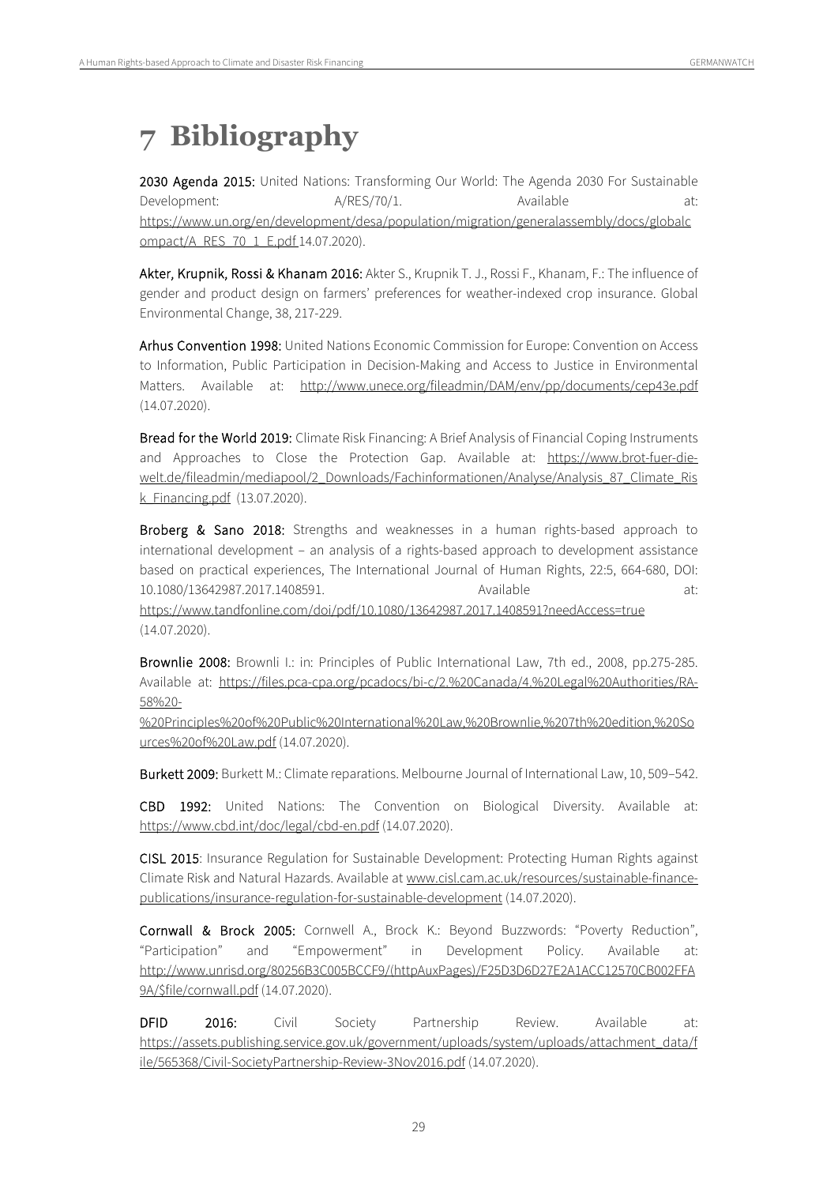# 7 Bibliography

**2030 Agenda 2015:** United Nations: Transforming Our World: The Agenda 2030 For Sustainable Development: A/RES/70/1. Available at: https://www.un.org/en/development/desa/population/migration/generalassembly/docs/globalcompact/A_RES_70_1_E.pdf 14.07.2020).

**Akter, Krupnik, Rossi & Khanam 2016:** Akter S., Krupnik T. J., Rossi F., Khanam, F.: The influence of gender and product design on farmers' preferences for weather-indexed crop insurance. Global Environmental Change, 38, 217-229.

**Arhus Convention 1998:** United Nations Economic Commission for Europe: Convention on Access to Information, Public Participation in Decision-Making and Access to Justice in Environmental Matters. Available at: http://www.unece.org/fileadmin/DAM/env/pp/documents/cep43e.pdf (14.07.2020).

**Bread for the World 2019:** Climate Risk Financing: A Brief Analysis of Financial Coping Instruments and Approaches to Close the Protection Gap. Available at: https://www.brot-fuer-die-welt.de/fileadmin/mediapool/2_Downloads/Fachinformationen/Analyse/Analysis_87_Climate_Risk_Financing.pdf (13.07.2020).

**Broberg & Sano 2018:** Strengths and weaknesses in a human rights-based approach to international development – an analysis of a rights-based approach to development assistance based on practical experiences, The International Journal of Human Rights, 22:5, 664-680, DOI: 10.1080/13642987.2017.1408591. Available at: https://www.tandfonline.com/doi/pdf/10.1080/13642987.2017.1408591?needAccess=true (14.07.2020).

**Brownlie 2008:** Brownli I.: in: Principles of Public International Law, 7th ed., 2008, pp.275-285. Available at: https://files.pca-cpa.org/pcadocs/bi-c/2.%20Canada/4.%20Legal%20Authorities/RA-58%20-%20Principles%20of%20Public%20International%20Law,%20Brownlie,%207th%20edition,%20Sources%20of%20Law.pdf (14.07.2020).

**Burkett 2009:** Burkett M.: Climate reparations. Melbourne Journal of International Law, 10, 509–542.

**CBD 1992:** United Nations: The Convention on Biological Diversity. Available at: https://www.cbd.int/doc/legal/cbd-en.pdf (14.07.2020).

**CISL 2015**: Insurance Regulation for Sustainable Development: Protecting Human Rights against Climate Risk and Natural Hazards. Available at www.cisl.cam.ac.uk/resources/sustainable-finance-publications/insurance-regulation-for-sustainable-development (14.07.2020).

**Cornwall & Brock 2005:** Cornwell A., Brock K.: Beyond Buzzwords: "Poverty Reduction", "Participation" and "Empowerment" in Development Policy. Available at: http://www.unrisd.org/80256B3C005BCCF9/(httpAuxPages)/F25D3D6D27E2A1ACC12570CB002FFA9A/$file/cornwall.pdf (14.07.2020).

**DFID 2016:** Civil Society Partnership Review. Available at: https://assets.publishing.service.gov.uk/government/uploads/system/uploads/attachment_data/file/565368/Civil-SocietyPartnership-Review-3Nov2016.pdf (14.07.2020).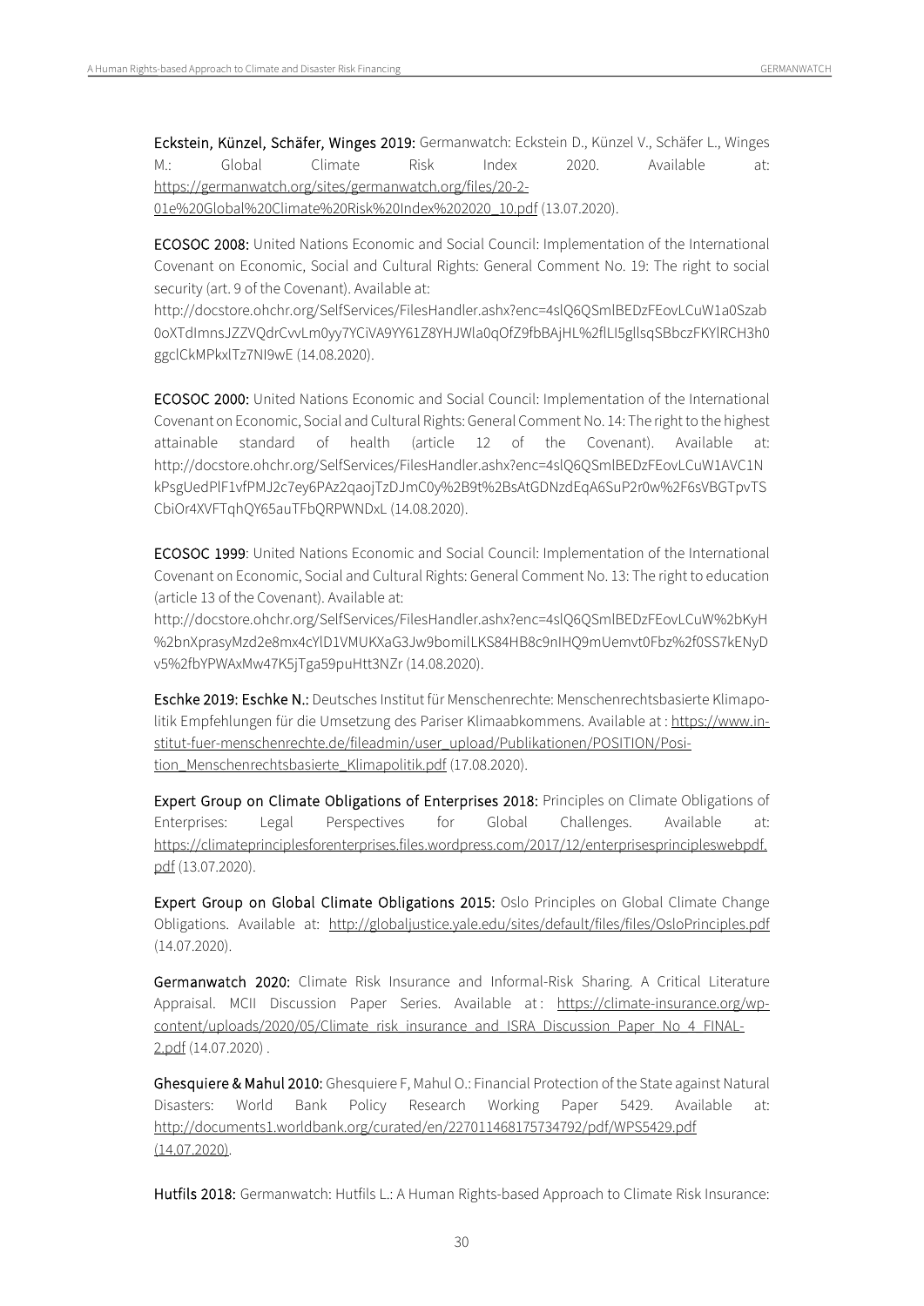**Eckstein, Künzel, Schäfer, Winges 2019:** Germanwatch: Eckstein D., Künzel V., Schäfer L., Winges M.: Global Climate Risk Index 2020. Available at: https://germanwatch.org/sites/germanwatch.org/files/20-2-01e%20Global%20Climate%20Risk%20Index%202020_10.pdf (13.07.2020).

**ECOSOC 2008:** United Nations Economic and Social Council: Implementation of the International Covenant on Economic, Social and Cultural Rights: General Comment No. 19: The right to social security (art. 9 of the Covenant). Available at: http://docstore.ohchr.org/SelfServices/FilesHandler.ashx?enc=4slQ6QSmlBEDzFEovLCuW1a0Szab0oXTdImnsJZZVQdrCvvLm0yy7YCiVA9YY61Z8YHJWla0qOfZ9fbBAjHL%2flLI5gllsqSBbczFKYlRCH3h0ggclCkMPkxlTz7NI9wE (14.08.2020).

**ECOSOC 2000:** United Nations Economic and Social Council: Implementation of the International Covenant on Economic, Social and Cultural Rights: General Comment No. 14: The right to the highest attainable standard of health (article 12 of the Covenant). Available at: http://docstore.ohchr.org/SelfServices/FilesHandler.ashx?enc=4slQ6QSmlBEDzFEovLCuW1AVC1NkPsgUedPlF1vfPMJ2c7ey6PAz2qaojTzDJmC0y%2B9t%2BsAtGDNzdEqA6SuP2r0w%2F6sVBGTpvTSCbiOr4XVFTqhQY65auTFbQRPWNDxL (14.08.2020).

**ECOSOC 1999**: United Nations Economic and Social Council: Implementation of the International Covenant on Economic, Social and Cultural Rights: General Comment No. 13: The right to education (article 13 of the Covenant). Available at: http://docstore.ohchr.org/SelfServices/FilesHandler.ashx?enc=4slQ6QSmlBEDzFEovLCuW%2bKyH%2bnXprasyMzd2e8mx4cYlD1VMUKXaG3Jw9bomilLKS84HB8c9nIHQ9mUemvt0Fbz%2f0SS7kENyDv5%2fbYPWAxMw47K5jTga59puHtt3NZr (14.08.2020).

**Eschke 2019: Eschke N.:** Deutsches Institut für Menschenrechte: Menschenrechtsbasierte Klimapolitik Empfehlungen für die Umsetzung des Pariser Klimaabkommens. Available at : https://www.institut-fuer-menschenrechte.de/fileadmin/user_upload/Publikationen/POSITION/Position_Menschenrechtsbasierte_Klimapolitik.pdf (17.08.2020).

**Expert Group on Climate Obligations of Enterprises 2018:** Principles on Climate Obligations of Enterprises: Legal Perspectives for Global Challenges. Available at: https://climateprinciplesforenterprises.files.wordpress.com/2017/12/enterprisesprincipleswebpdf.pdf (13.07.2020).

**Expert Group on Global Climate Obligations 2015:** Oslo Principles on Global Climate Change Obligations. Available at: http://globaljustice.yale.edu/sites/default/files/files/OsloPrinciples.pdf (14.07.2020).

**Germanwatch 2020:** Climate Risk Insurance and Informal-Risk Sharing. A Critical Literature Appraisal. MCII Discussion Paper Series. Available at : https://climate-insurance.org/wp-content/uploads/2020/05/Climate_risk_insurance_and_ISRA_Discussion_Paper_No_4_FINAL-2.pdf (14.07.2020) .

**Ghesquiere & Mahul 2010:** Ghesquiere F, Mahul O.: Financial Protection of the State against Natural Disasters: World Bank Policy Research Working Paper 5429. Available at: http://documents1.worldbank.org/curated/en/227011468175734792/pdf/WPS5429.pdf (14.07.2020).

**Hutfils 2018:** Germanwatch: Hutfils L.: A Human Rights-based Approach to Climate Risk Insurance: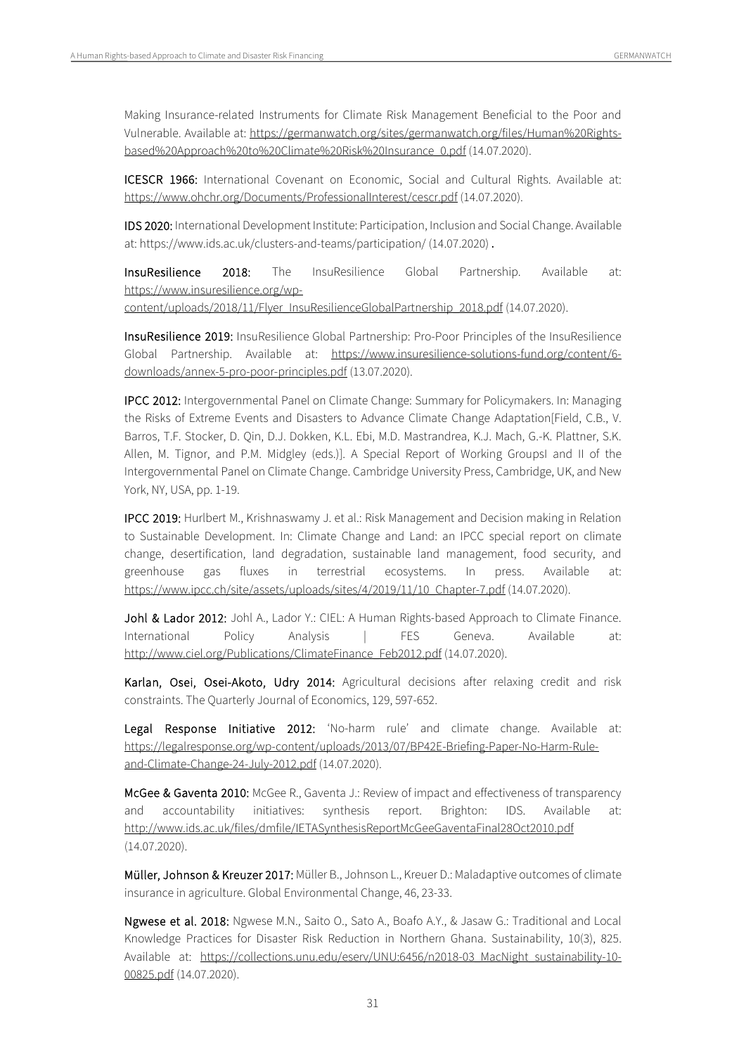Making Insurance-related Instruments for Climate Risk Management Beneficial to the Poor and Vulnerable. Available at: https://germanwatch.org/sites/germanwatch.org/files/Human%20Rights-based%20Approach%20to%20Climate%20Risk%20Insurance_0.pdf (14.07.2020).

**ICESCR 1966:** International Covenant on Economic, Social and Cultural Rights. Available at: https://www.ohchr.org/Documents/ProfessionalInterest/cescr.pdf (14.07.2020).

**IDS 2020:** International Development Institute: Participation, Inclusion and Social Change. Available at: https://www.ids.ac.uk/clusters-and-teams/participation/ (14.07.2020) **.**

**InsuResilience 2018:** The InsuResilience Global Partnership. Available at: https://www.insuresilience.org/wp-content/uploads/2018/11/Flyer_InsuResilienceGlobalPartnership_2018.pdf (14.07.2020).

**InsuResilience 2019:** InsuResilience Global Partnership: Pro-Poor Principles of the InsuResilience Global Partnership. Available at: https://www.insuresilience-solutions-fund.org/content/6-downloads/annex-5-pro-poor-principles.pdf (13.07.2020).

**IPCC 2012:** Intergovernmental Panel on Climate Change: Summary for Policymakers. In: Managing the Risks of Extreme Events and Disasters to Advance Climate Change Adaptation[Field, C.B., V. Barros, T.F. Stocker, D. Qin, D.J. Dokken, K.L. Ebi, M.D. Mastrandrea, K.J. Mach, G.-K. Plattner, S.K. Allen, M. Tignor, and P.M. Midgley (eds.)]. A Special Report of Working GroupsI and II of the Intergovernmental Panel on Climate Change. Cambridge University Press, Cambridge, UK, and New York, NY, USA, pp. 1-19.

**IPCC 2019:** Hurlbert M., Krishnaswamy J. et al.: Risk Management and Decision making in Relation to Sustainable Development. In: Climate Change and Land: an IPCC special report on climate change, desertification, land degradation, sustainable land management, food security, and greenhouse gas fluxes in terrestrial ecosystems. In press. Available at: https://www.ipcc.ch/site/assets/uploads/sites/4/2019/11/10_Chapter-7.pdf (14.07.2020).

**Johl & Lador 2012:** Johl A., Lador Y.: CIEL: A Human Rights-based Approach to Climate Finance. International Policy Analysis | FES Geneva. Available at: http://www.ciel.org/Publications/ClimateFinance_Feb2012.pdf (14.07.2020).

**Karlan, Osei, Osei-Akoto, Udry 2014:** Agricultural decisions after relaxing credit and risk constraints. The Quarterly Journal of Economics, 129, 597-652.

**Legal Response Initiative 2012:** 'No-harm rule' and climate change. Available at: https://legalresponse.org/wp-content/uploads/2013/07/BP42E-Briefing-Paper-No-Harm-Rule-and-Climate-Change-24-July-2012.pdf (14.07.2020).

**McGee & Gaventa 2010:** McGee R., Gaventa J.: Review of impact and effectiveness of transparency and accountability initiatives: synthesis report. Brighton: IDS. Available at: http://www.ids.ac.uk/files/dmfile/IETASynthesisReportMcGeeGaventaFinal28Oct2010.pdf (14.07.2020).

**Müller, Johnson & Kreuzer 2017:** Müller B., Johnson L., Kreuer D.: Maladaptive outcomes of climate insurance in agriculture. Global Environmental Change, 46, 23-33.

**Ngwese et al. 2018:** Ngwese M.N., Saito O., Sato A., Boafo A.Y., & Jasaw G.: Traditional and Local Knowledge Practices for Disaster Risk Reduction in Northern Ghana. Sustainability, 10(3), 825. Available at: https://collections.unu.edu/eserv/UNU:6456/n2018-03_MacNight_sustainability-10-00825.pdf (14.07.2020).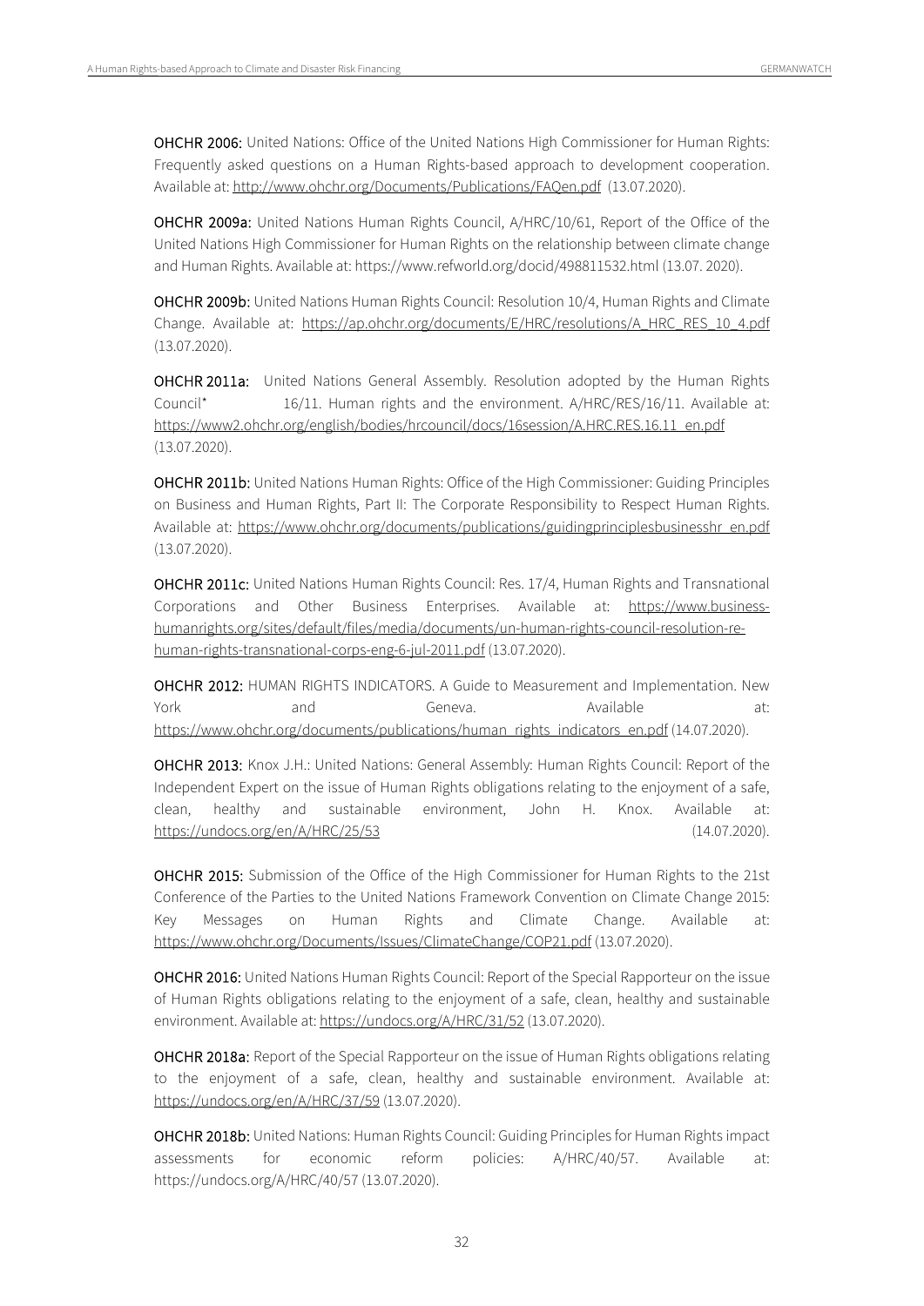**OHCHR 2006:** United Nations: Office of the United Nations High Commissioner for Human Rights: Frequently asked questions on a Human Rights-based approach to development cooperation. Available at: http://www.ohchr.org/Documents/Publications/FAQen.pdf (13.07.2020).

**OHCHR 2009a:** United Nations Human Rights Council, A/HRC/10/61, Report of the Office of the United Nations High Commissioner for Human Rights on the relationship between climate change and Human Rights. Available at: https://www.refworld.org/docid/498811532.html (13.07. 2020).

**OHCHR 2009b:** United Nations Human Rights Council: Resolution 10/4, Human Rights and Climate Change. Available at: https://ap.ohchr.org/documents/E/HRC/resolutions/A_HRC_RES_10_4.pdf (13.07.2020).

**OHCHR 2011a:** United Nations General Assembly. Resolution adopted by the Human Rights Council* 16/11. Human rights and the environment. A/HRC/RES/16/11. Available at: https://www2.ohchr.org/english/bodies/hrcouncil/docs/16session/A.HRC.RES.16.11_en.pdf (13.07.2020).

**OHCHR 2011b:** United Nations Human Rights: Office of the High Commissioner: Guiding Principles on Business and Human Rights, Part II: The Corporate Responsibility to Respect Human Rights. Available at: https://www.ohchr.org/documents/publications/guidingprinciplesbusinesshr_en.pdf (13.07.2020).

**OHCHR 2011c:** United Nations Human Rights Council: Res. 17/4, Human Rights and Transnational Corporations and Other Business Enterprises. Available at: https://www.business-humanrights.org/sites/default/files/media/documents/un-human-rights-council-resolution-re-human-rights-transnational-corps-eng-6-jul-2011.pdf (13.07.2020).

**OHCHR 2012:** HUMAN RIGHTS INDICATORS. A Guide to Measurement and Implementation. New York and Geneva. Available at: https://www.ohchr.org/documents/publications/human_rights_indicators_en.pdf (14.07.2020).

**OHCHR 2013:** Knox J.H.: United Nations: General Assembly: Human Rights Council: Report of the Independent Expert on the issue of Human Rights obligations relating to the enjoyment of a safe, clean, healthy and sustainable environment, John H. Knox. Available at: https://undocs.org/en/A/HRC/25/53 (14.07.2020).

**OHCHR 2015:** Submission of the Office of the High Commissioner for Human Rights to the 21st Conference of the Parties to the United Nations Framework Convention on Climate Change 2015: Key Messages on Human Rights and Climate Change. Available at: https://www.ohchr.org/Documents/Issues/ClimateChange/COP21.pdf (13.07.2020).

**OHCHR 2016:** United Nations Human Rights Council: Report of the Special Rapporteur on the issue of Human Rights obligations relating to the enjoyment of a safe, clean, healthy and sustainable environment. Available at: https://undocs.org/A/HRC/31/52 (13.07.2020).

**OHCHR 2018a:** Report of the Special Rapporteur on the issue of Human Rights obligations relating to the enjoyment of a safe, clean, healthy and sustainable environment. Available at: https://undocs.org/en/A/HRC/37/59 (13.07.2020).

**OHCHR 2018b:** United Nations: Human Rights Council: Guiding Principles for Human Rights impact assessments for economic reform policies: A/HRC/40/57. Available at: https://undocs.org/A/HRC/40/57 (13.07.2020).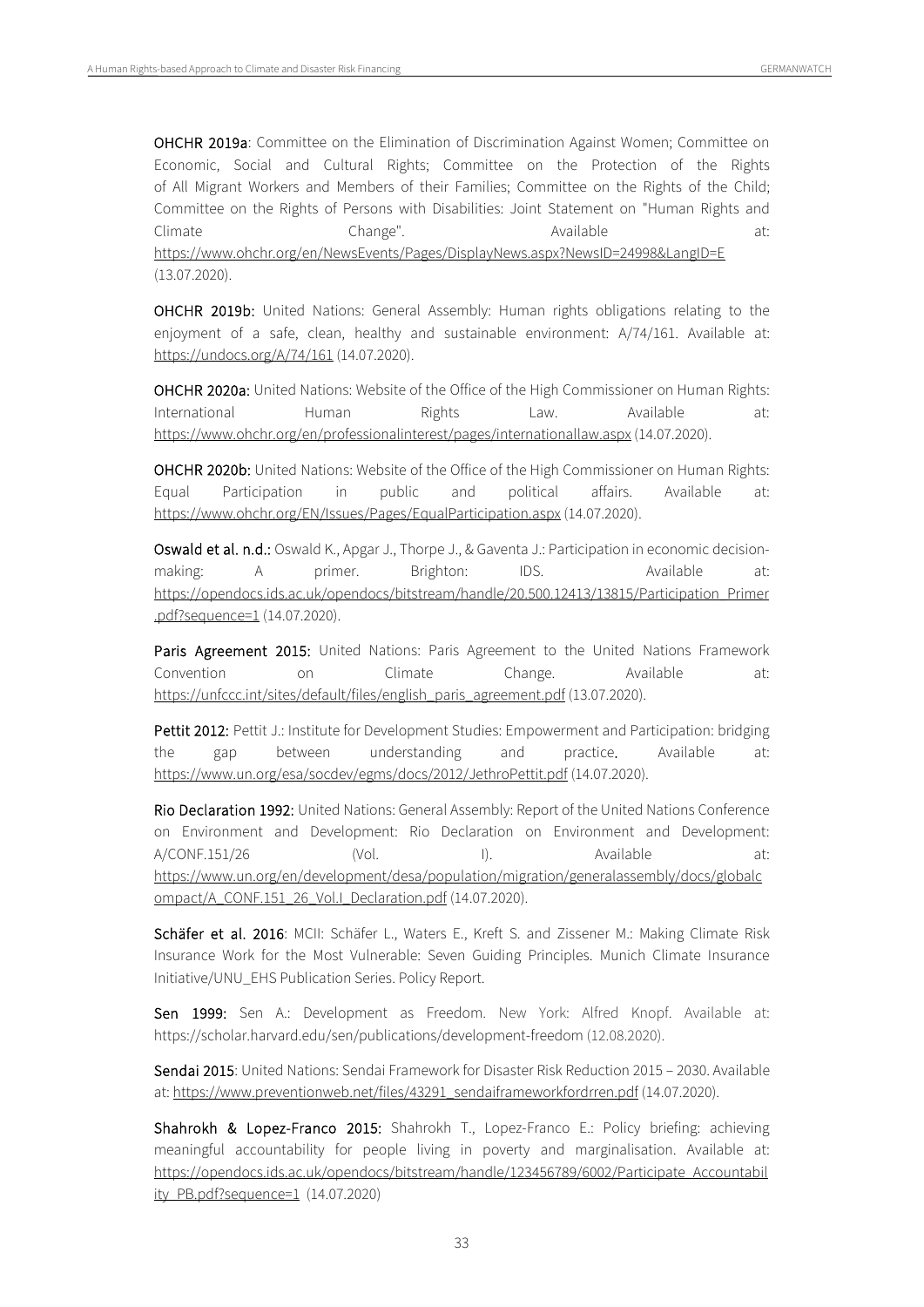**OHCHR 2019a**: Committee on the Elimination of Discrimination Against Women; Committee on Economic, Social and Cultural Rights; Committee on the Protection of the Rights of All Migrant Workers and Members of their Families; Committee on the Rights of the Child; Committee on the Rights of Persons with Disabilities: Joint Statement on "Human Rights and Climate Change". Available at: https://www.ohchr.org/en/NewsEvents/Pages/DisplayNews.aspx?NewsID=24998&LangID=E (13.07.2020).

**OHCHR 2019b:** United Nations: General Assembly: Human rights obligations relating to the enjoyment of a safe, clean, healthy and sustainable environment: A/74/161. Available at: https://undocs.org/A/74/161 (14.07.2020).

**OHCHR 2020a:** United Nations: Website of the Office of the High Commissioner on Human Rights: International Human Rights Law. Available at: https://www.ohchr.org/en/professionalinterest/pages/internationallaw.aspx (14.07.2020).

**OHCHR 2020b:** United Nations: Website of the Office of the High Commissioner on Human Rights: Equal Participation in public and political affairs. Available at: https://www.ohchr.org/EN/Issues/Pages/EqualParticipation.aspx (14.07.2020).

**Oswald et al. n.d.:** Oswald K., Apgar J., Thorpe J., & Gaventa J.: Participation in economic decision-making: A primer. Brighton: IDS. Available at: https://opendocs.ids.ac.uk/opendocs/bitstream/handle/20.500.12413/13815/Participation_Primer.pdf?sequence=1 (14.07.2020).

**Paris Agreement 2015:** United Nations: Paris Agreement to the United Nations Framework Convention on Climate Change. Available at: https://unfccc.int/sites/default/files/english_paris_agreement.pdf (13.07.2020).

**Pettit 2012:** Pettit J.: Institute for Development Studies: Empowerment and Participation: bridging the gap between understanding and practice. Available at: https://www.un.org/esa/socdev/egms/docs/2012/JethroPettit.pdf (14.07.2020).

**Rio Declaration 1992:** United Nations: General Assembly: Report of the United Nations Conference on Environment and Development: Rio Declaration on Environment and Development: A/CONF.151/26 (Vol. I). Available at: https://www.un.org/en/development/desa/population/migration/generalassembly/docs/globalcompact/A_CONF.151_26_Vol.I_Declaration.pdf (14.07.2020).

**Schäfer et al. 2016**: MCII: Schäfer L., Waters E., Kreft S. and Zissener M.: Making Climate Risk Insurance Work for the Most Vulnerable: Seven Guiding Principles. Munich Climate Insurance Initiative/UNU_EHS Publication Series. Policy Report.

**Sen 1999:** Sen A.: Development as Freedom. New York: Alfred Knopf. Available at: https://scholar.harvard.edu/sen/publications/development-freedom (12.08.2020).

**Sendai 2015**: United Nations: Sendai Framework for Disaster Risk Reduction 2015 – 2030. Available at: https://www.preventionweb.net/files/43291_sendaiframeworkfordrren.pdf (14.07.2020).

**Shahrokh & Lopez-Franco 2015:** Shahrokh T., Lopez-Franco E.: Policy briefing: achieving meaningful accountability for people living in poverty and marginalisation. Available at: https://opendocs.ids.ac.uk/opendocs/bitstream/handle/123456789/6002/Participate_Accountability_PB.pdf?sequence=1 (14.07.2020)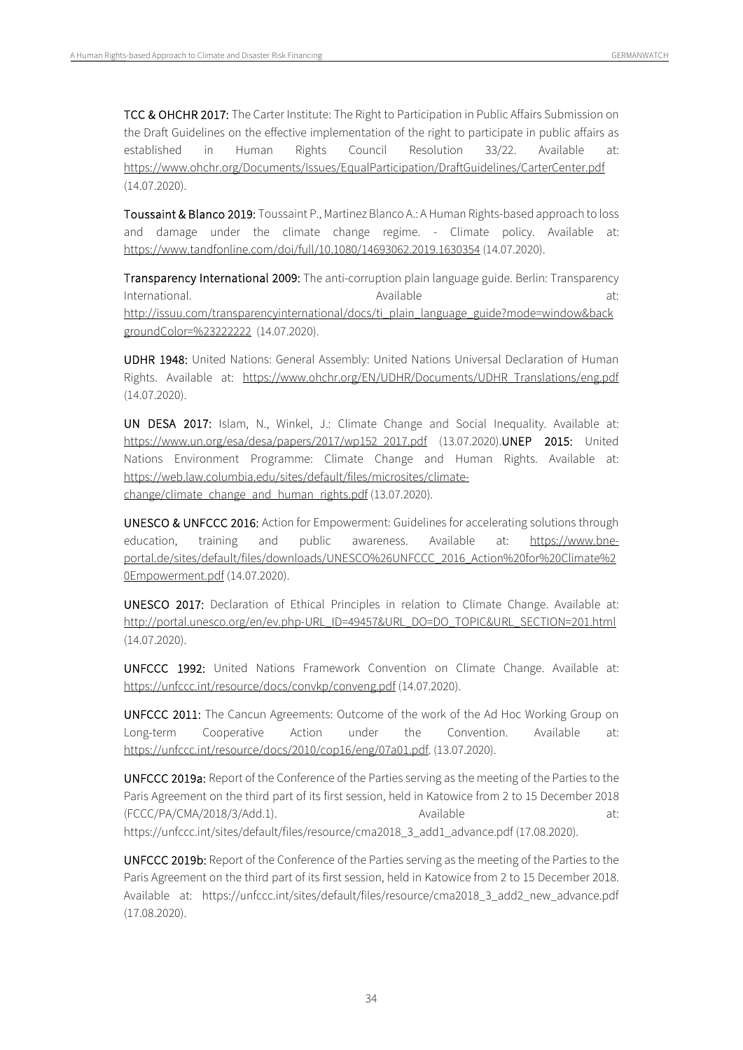**TCC & OHCHR 2017:** The Carter Institute: The Right to Participation in Public Affairs Submission on the Draft Guidelines on the effective implementation of the right to participate in public affairs as established in Human Rights Council Resolution 33/22. Available at: https://www.ohchr.org/Documents/Issues/EqualParticipation/DraftGuidelines/CarterCenter.pdf (14.07.2020).

**Toussaint & Blanco 2019:** Toussaint P., Martinez Blanco A.: A Human Rights-based approach to loss and damage under the climate change regime. - Climate policy. Available at: https://www.tandfonline.com/doi/full/10.1080/14693062.2019.1630354 (14.07.2020).

**Transparency International 2009:** The anti-corruption plain language guide. Berlin: Transparency International. Available at: http://issuu.com/transparencyinternational/docs/ti_plain_language_guide?mode=window&backgroundColor=%23222222 (14.07.2020).

**UDHR 1948:** United Nations: General Assembly: United Nations Universal Declaration of Human Rights. Available at: https://www.ohchr.org/EN/UDHR/Documents/UDHR_Translations/eng.pdf (14.07.2020).

**UN DESA 2017:** Islam, N., Winkel, J.: Climate Change and Social Inequality. Available at: https://www.un.org/esa/desa/papers/2017/wp152_2017.pdf (13.07.2020).**UNEP 2015:** United Nations Environment Programme: Climate Change and Human Rights. Available at: https://web.law.columbia.edu/sites/default/files/microsites/climate-change/climate_change_and_human_rights.pdf (13.07.2020).

**UNESCO & UNFCCC 2016:** Action for Empowerment: Guidelines for accelerating solutions through education, training and public awareness. Available at: https://www.bne-portal.de/sites/default/files/downloads/UNESCO%26UNFCCC_2016_Action%20for%20Climate%20Empowerment.pdf (14.07.2020).

**UNESCO 2017:** Declaration of Ethical Principles in relation to Climate Change. Available at: http://portal.unesco.org/en/ev.php-URL_ID=49457&URL_DO=DO_TOPIC&URL_SECTION=201.html (14.07.2020).

**UNFCCC 1992:** United Nations Framework Convention on Climate Change. Available at: https://unfccc.int/resource/docs/convkp/conveng.pdf (14.07.2020).

**UNFCCC 2011:** The Cancun Agreements: Outcome of the work of the Ad Hoc Working Group on Long-term Cooperative Action under the Convention. Available at: https://unfccc.int/resource/docs/2010/cop16/eng/07a01.pdf. (13.07.2020).

**UNFCCC 2019a:** Report of the Conference of the Parties serving as the meeting of the Parties to the Paris Agreement on the third part of its first session, held in Katowice from 2 to 15 December 2018 (FCCC/PA/CMA/2018/3/Add.1). Available at: https://unfccc.int/sites/default/files/resource/cma2018_3_add1_advance.pdf (17.08.2020).

**UNFCCC 2019b:** Report of the Conference of the Parties serving as the meeting of the Parties to the Paris Agreement on the third part of its first session, held in Katowice from 2 to 15 December 2018. Available at: https://unfccc.int/sites/default/files/resource/cma2018_3_add2_new_advance.pdf (17.08.2020).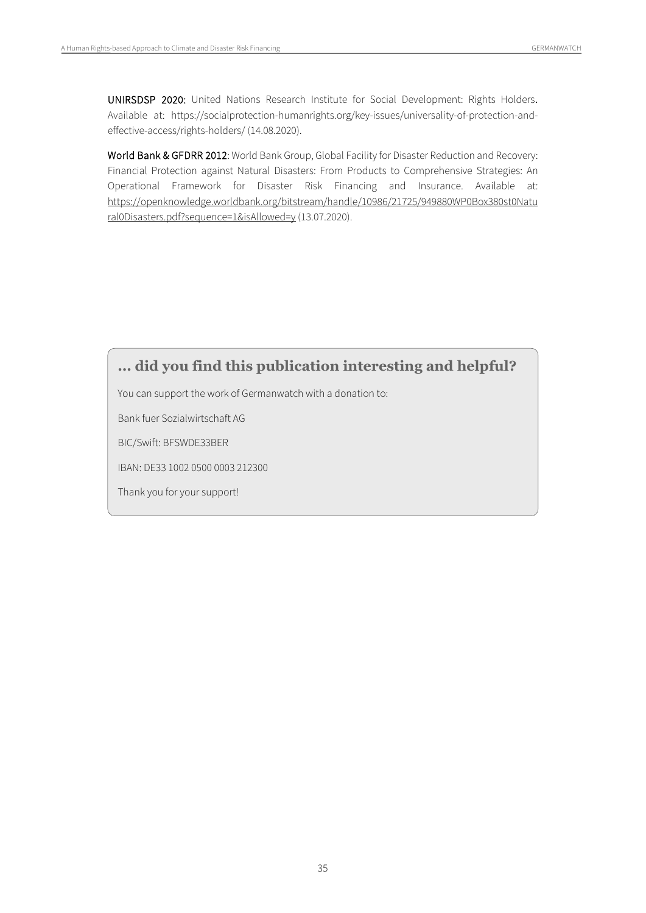**UNIRSDSP 2020:** United Nations Research Institute for Social Development: Rights Holders. Available at: https://socialprotection-humanrights.org/key-issues/universality-of-protection-and-effective-access/rights-holders/ (14.08.2020).

**World Bank & GFDRR 2012**: World Bank Group, Global Facility for Disaster Reduction and Recovery: Financial Protection against Natural Disasters: From Products to Comprehensive Strategies: An Operational Framework for Disaster Risk Financing and Insurance. Available at: https://openknowledge.worldbank.org/bitstream/handle/10986/21725/949880WP0Box380st0Natural0Disasters.pdf?sequence=1&isAllowed=y (13.07.2020).

## ... did you find this publication interesting and helpful?

You can support the work of Germanwatch with a donation to:

Bank fuer Sozialwirtschaft AG

BIC/Swift: BFSWDE33BER

IBAN: DE33 1002 0500 0003 212300

Thank you for your support!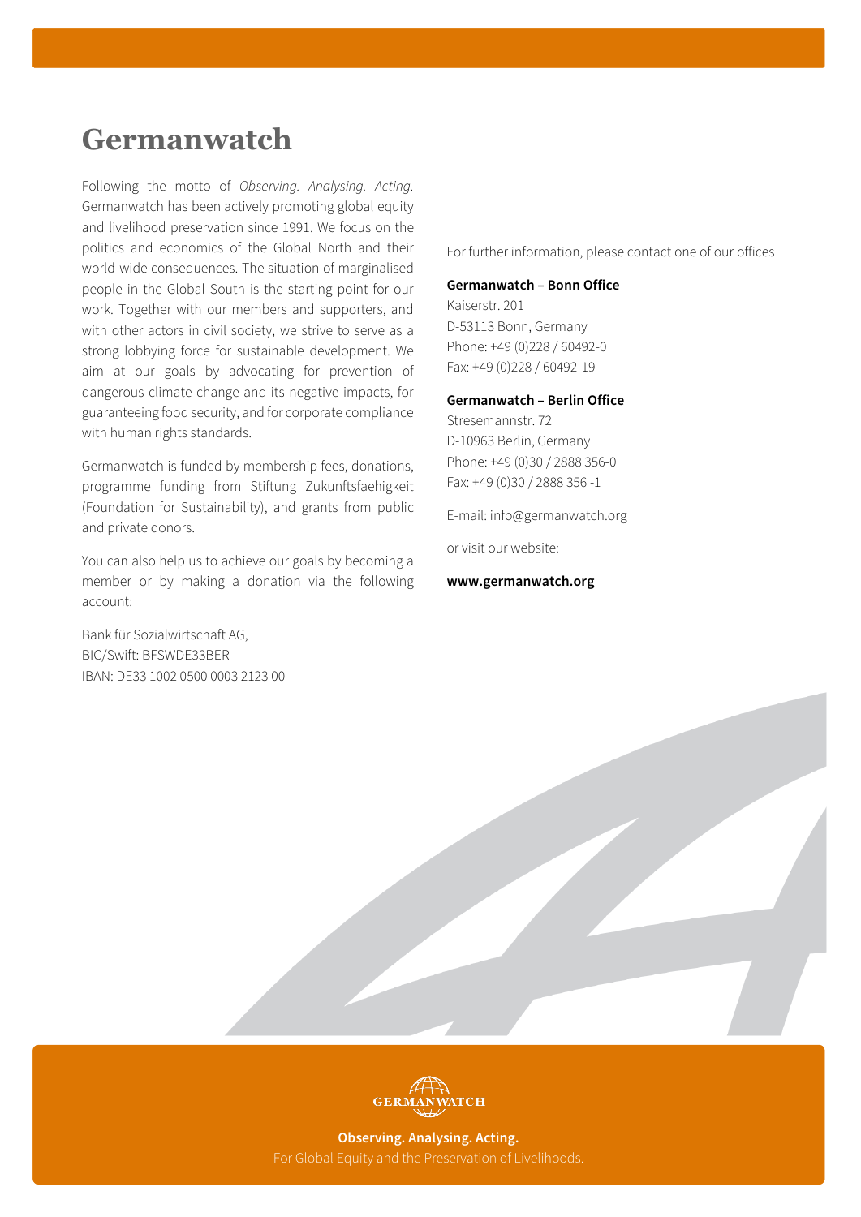# Germanwatch

Following the motto of *Observing. Analysing. Acting.* Germanwatch has been actively promoting global equity and livelihood preservation since 1991. We focus on the politics and economics of the Global North and their world-wide consequences. The situation of marginalised people in the Global South is the starting point for our work. Together with our members and supporters, and with other actors in civil society, we strive to serve as a strong lobbying force for sustainable development. We aim at our goals by advocating for prevention of dangerous climate change and its negative impacts, for guaranteeing food security, and for corporate compliance with human rights standards.

Germanwatch is funded by membership fees, donations, programme funding from Stiftung Zukunftsfaehigkeit (Foundation for Sustainability), and grants from public and private donors.

You can also help us to achieve our goals by becoming a member or by making a donation via the following account:

Bank für Sozialwirtschaft AG,
BIC/Swift: BFSWDE33BER
IBAN: DE33 1002 0500 0003 2123 00

For further information, please contact one of our offices

**Germanwatch – Bonn Office**
Kaiserstr. 201
D-53113 Bonn, Germany
Phone: +49 (0)228 / 60492-0
Fax: +49 (0)228 / 60492-19

**Germanwatch – Berlin Office**
Stresemannstr. 72
D-10963 Berlin, Germany
Phone: +49 (0)30 / 2888 356-0
Fax: +49 (0)30 / 2888 356 -1

E-mail: info@germanwatch.org

or visit our website:

**www.germanwatch.org**

GERMANWATCH

**Observing. Analysing. Acting.**
For Global Equity and the Preservation of Livelihoods.